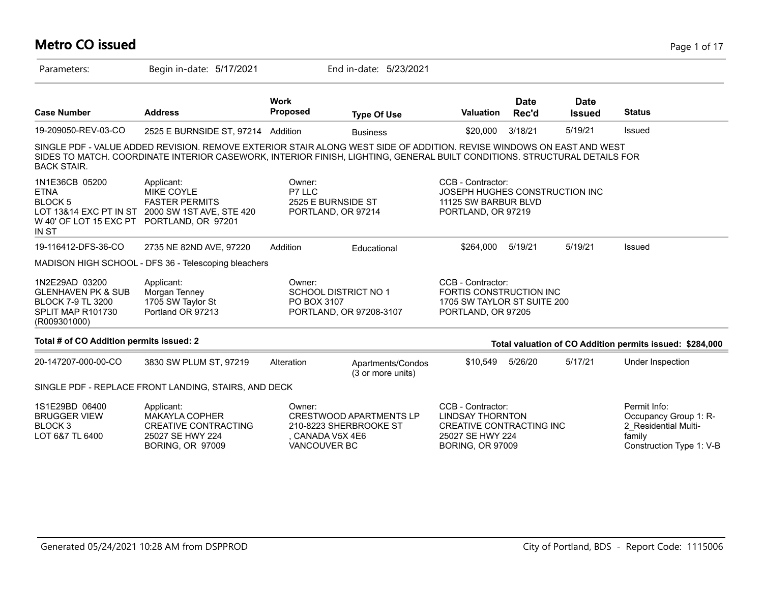# Metro CO issued

Parameters: Begin in-date: 5/17/2021 End in-date: 5/23/2021

| Case Number | Address | Work Proposed | Type Of Use | Valuation | Date Rec'd | Date Issued | Status |
|---|---|---|---|---|---|---|---|
| 19-209050-REV-03-CO | 2525 E BURNSIDE ST, 97214 | Addition | Business | $20,000 | 3/18/21 | 5/19/21 | Issued |

SINGLE PDF - VALUE ADDED REVISION. REMOVE EXTERIOR STAIR ALONG WEST SIDE OF ADDITION. REVISE WINDOWS ON EAST AND WEST SIDES TO MATCH. COORDINATE INTERIOR CASEWORK, INTERIOR FINISH, LIGHTING, GENERAL BUILT CONDITIONS. STRUCTURAL DETAILS FOR BACK STAIR.

1N1E36CB 05200
ETNA
BLOCK 5
LOT 13&14 EXC PT IN ST W 40' OF LOT 15 EXC PT IN ST

Applicant:
MIKE COYLE
FASTER PERMITS
2000 SW 1ST AVE, STE 420
PORTLAND, OR 97201

Owner:
P7 LLC
2525 E BURNSIDE ST
PORTLAND, OR 97214

CCB - Contractor:
JOSEPH HUGHES CONSTRUCTION INC
11125 SW BARBUR BLVD
PORTLAND, OR 97219

| Case Number | Address | Work Proposed | Type Of Use | Valuation | Date Rec'd | Date Issued | Status |
|---|---|---|---|---|---|---|---|
| 19-116412-DFS-36-CO | 2735 NE 82ND AVE, 97220 | Addition | Educational | $264,000 | 5/19/21 | 5/19/21 | Issued |

MADISON HIGH SCHOOL - DFS 36 - Telescoping bleachers

1N2E29AD 03200
GLENHAVEN PK & SUB
BLOCK 7-9 TL 3200
SPLIT MAP R101730 (R009301000)

Applicant:
Morgan Tenney
1705 SW Taylor St
Portland OR 97213

Owner:
SCHOOL DISTRICT NO 1
PO BOX 3107
PORTLAND, OR 97208-3107

CCB - Contractor:
FORTIS CONSTRUCTION INC
1705 SW TAYLOR ST SUITE 200
PORTLAND, OR 97205

**Total # of CO Addition permits issued: 2**

**Total valuation of CO Addition permits issued: $284,000**

| Case Number | Address | Work Proposed | Type Of Use | Valuation | Date Rec'd | Date Issued | Status |
|---|---|---|---|---|---|---|---|
| 20-147207-000-00-CO | 3830 SW PLUM ST, 97219 | Alteration | Apartments/Condos (3 or more units) | $10,549 | 5/26/20 | 5/17/21 | Under Inspection |

SINGLE PDF - REPLACE FRONT LANDING, STAIRS, AND DECK

1S1E29BD 06400
BRUGGER VIEW
BLOCK 3
LOT 6&7 TL 6400

Applicant:
MAKAYLA COPHER
CREATIVE CONTRACTING
25027 SE HWY 224
BORING, OR 97009

Owner:
CRESTWOOD APARTMENTS LP
210-8223 SHERBROOKE ST
, CANADA V5X 4E6
VANCOUVER BC

CCB - Contractor:
LINDSAY THORNTON
CREATIVE CONTRACTING INC
25027 SE HWY 224
BORING, OR 97009

Permit Info:
Occupancy Group 1: R-2_Residential Multi-family
Construction Type 1: V-B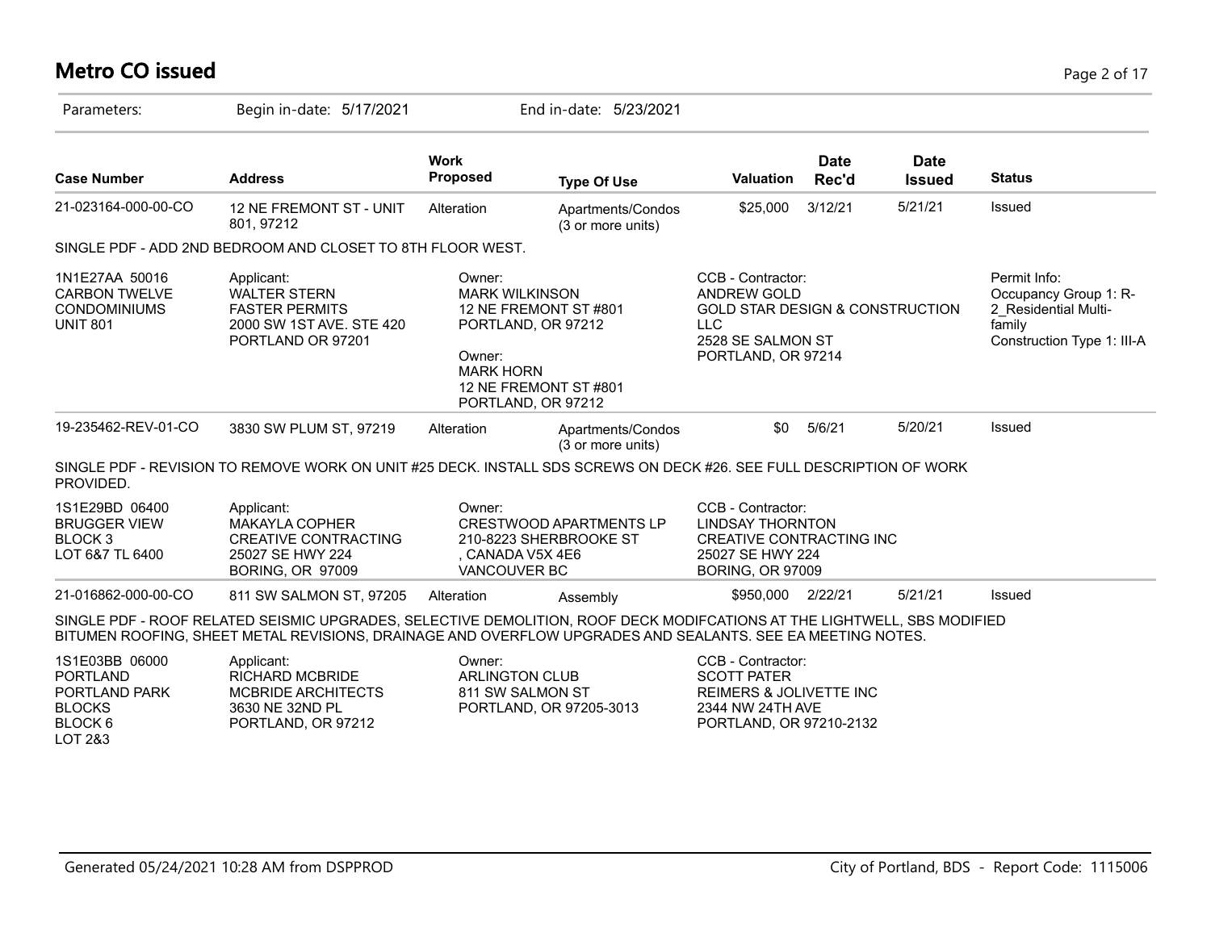# Metro CO issued

Parameters: Begin in-date: 5/17/2021 End in-date: 5/23/2021

| Case Number | Address | Work Proposed | Type Of Use | Valuation | Date Rec'd | Date Issued | Status |
|---|---|---|---|---|---|---|---|
| 21-023164-000-00-CO | 12 NE FREMONT ST - UNIT 801, 97212 | Alteration | Apartments/Condos (3 or more units) | $25,000 | 3/12/21 | 5/21/21 | Issued |

SINGLE PDF - ADD 2ND BEDROOM AND CLOSET TO 8TH FLOOR WEST.

1N1E27AA 50016
CARBON TWELVE CONDOMINIUMS
UNIT 801

Applicant:
WALTER STERN
FASTER PERMITS
2000 SW 1ST AVE. STE 420
PORTLAND OR 97201

Owner:
MARK WILKINSON
12 NE FREMONT ST #801
PORTLAND, OR 97212

Owner:
MARK HORN
12 NE FREMONT ST #801
PORTLAND, OR 97212

CCB - Contractor:
ANDREW GOLD
GOLD STAR DESIGN & CONSTRUCTION LLC
2528 SE SALMON ST
PORTLAND, OR 97214

Permit Info:
Occupancy Group 1: R-2_Residential Multi-family
Construction Type 1: III-A

| Case Number | Address | Work Proposed | Type Of Use | Valuation | Date Rec'd | Date Issued | Status |
|---|---|---|---|---|---|---|---|
| 19-235462-REV-01-CO | 3830 SW PLUM ST, 97219 | Alteration | Apartments/Condos (3 or more units) | $0 | 5/6/21 | 5/20/21 | Issued |

SINGLE PDF - REVISION TO REMOVE WORK ON UNIT #25 DECK. INSTALL SDS SCREWS ON DECK #26. SEE FULL DESCRIPTION OF WORK PROVIDED.

1S1E29BD 06400
BRUGGER VIEW
BLOCK 3
LOT 6&7 TL 6400

Applicant:
MAKAYLA COPHER
CREATIVE CONTRACTING
25027 SE HWY 224
BORING, OR 97009

Owner:
CRESTWOOD APARTMENTS LP
210-8223 SHERBROOKE ST
, CANADA V5X 4E6
VANCOUVER BC

CCB - Contractor:
LINDSAY THORNTON
CREATIVE CONTRACTING INC
25027 SE HWY 224
BORING, OR 97009

| Case Number | Address | Work Proposed | Type Of Use | Valuation | Date Rec'd | Date Issued | Status |
|---|---|---|---|---|---|---|---|
| 21-016862-000-00-CO | 811 SW SALMON ST, 97205 | Alteration | Assembly | $950,000 | 2/22/21 | 5/21/21 | Issued |

SINGLE PDF - ROOF RELATED SEISMIC UPGRADES, SELECTIVE DEMOLITION, ROOF DECK MODIFCATIONS AT THE LIGHTWELL, SBS MODIFIED BITUMEN ROOFING, SHEET METAL REVISIONS, DRAINAGE AND OVERFLOW UPGRADES AND SEALANTS. SEE EA MEETING NOTES.

1S1E03BB 06000
PORTLAND
PORTLAND PARK BLOCKS
BLOCK 6
LOT 2&3

Applicant:
RICHARD MCBRIDE
MCBRIDE ARCHITECTS
3630 NE 32ND PL
PORTLAND, OR 97212

Owner:
ARLINGTON CLUB
811 SW SALMON ST
PORTLAND, OR 97205-3013

CCB - Contractor:
SCOTT PATER
REIMERS & JOLIVETTE INC
2344 NW 24TH AVE
PORTLAND, OR 97210-2132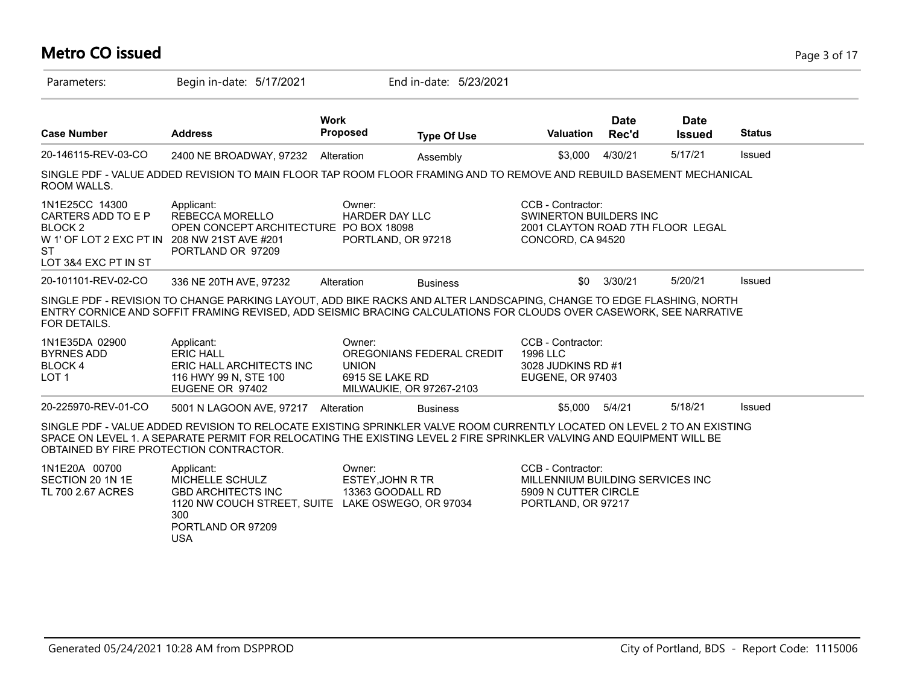# Metro CO issued

Parameters: Begin in-date: 5/17/2021 End in-date: 5/23/2021

| Case Number | Address | Work Proposed | Type Of Use | Valuation | Date Rec'd | Date Issued | Status |
|---|---|---|---|---|---|---|---|
| 20-146115-REV-03-CO | 2400 NE BROADWAY, 97232 | Alteration | Assembly | $3,000 | 4/30/21 | 5/17/21 | Issued |

SINGLE PDF - VALUE ADDED REVISION TO MAIN FLOOR TAP ROOM FLOOR FRAMING AND TO REMOVE AND REBUILD BASEMENT MECHANICAL ROOM WALLS.

1N1E25CC 14300
CARTERS ADD TO E P
BLOCK 2
W 1' OF LOT 2 EXC PT IN ST
LOT 3&4 EXC PT IN ST

Applicant:
REBECCA MORELLO
OPEN CONCEPT ARCHITECTURE
208 NW 21ST AVE #201
PORTLAND OR 97209

Owner:
HARDER DAY LLC
PO BOX 18098
PORTLAND, OR 97218

CCB - Contractor:
SWINERTON BUILDERS INC
2001 CLAYTON ROAD 7TH FLOOR LEGAL
CONCORD, CA 94520

| Case Number | Address | Work Proposed | Type Of Use | Valuation | Date Rec'd | Date Issued | Status |
|---|---|---|---|---|---|---|---|
| 20-101101-REV-02-CO | 336 NE 20TH AVE, 97232 | Alteration | Business | $0 | 3/30/21 | 5/20/21 | Issued |

SINGLE PDF - REVISION TO CHANGE PARKING LAYOUT, ADD BIKE RACKS AND ALTER LANDSCAPING, CHANGE TO EDGE FLASHING, NORTH ENTRY CORNICE AND SOFFIT FRAMING REVISED, ADD SEISMIC BRACING CALCULATIONS FOR CLOUDS OVER CASEWORK, SEE NARRATIVE FOR DETAILS.

1N1E35DA 02900
BYRNES ADD
BLOCK 4
LOT 1

Applicant:
ERIC HALL
ERIC HALL ARCHITECTS INC
116 HWY 99 N, STE 100
EUGENE OR 97402

Owner:
OREGONIANS FEDERAL CREDIT UNION
6915 SE LAKE RD
MILWAUKIE, OR 97267-2103

CCB - Contractor:
1996 LLC
3028 JUDKINS RD #1
EUGENE, OR 97403

| Case Number | Address | Work Proposed | Type Of Use | Valuation | Date Rec'd | Date Issued | Status |
|---|---|---|---|---|---|---|---|
| 20-225970-REV-01-CO | 5001 N LAGOON AVE, 97217 | Alteration | Business | $5,000 | 5/4/21 | 5/18/21 | Issued |

SINGLE PDF - VALUE ADDED REVISION TO RELOCATE EXISTING SPRINKLER VALVE ROOM CURRENTLY LOCATED ON LEVEL 2 TO AN EXISTING SPACE ON LEVEL 1. A SEPARATE PERMIT FOR RELOCATING THE EXISTING LEVEL 2 FIRE SPRINKLER VALVING AND EQUIPMENT WILL BE OBTAINED BY FIRE PROTECTION CONTRACTOR.

1N1E20A 00700
SECTION 20 1N 1E
TL 700 2.67 ACRES

Applicant:
MICHELLE SCHULZ
GBD ARCHITECTS INC
1120 NW COUCH STREET, SUITE 300
PORTLAND OR 97209
USA

Owner:
ESTEY,JOHN R TR
13363 GOODALL RD
LAKE OSWEGO, OR 97034

CCB - Contractor:
MILLENNIUM BUILDING SERVICES INC
5909 N CUTTER CIRCLE
PORTLAND, OR 97217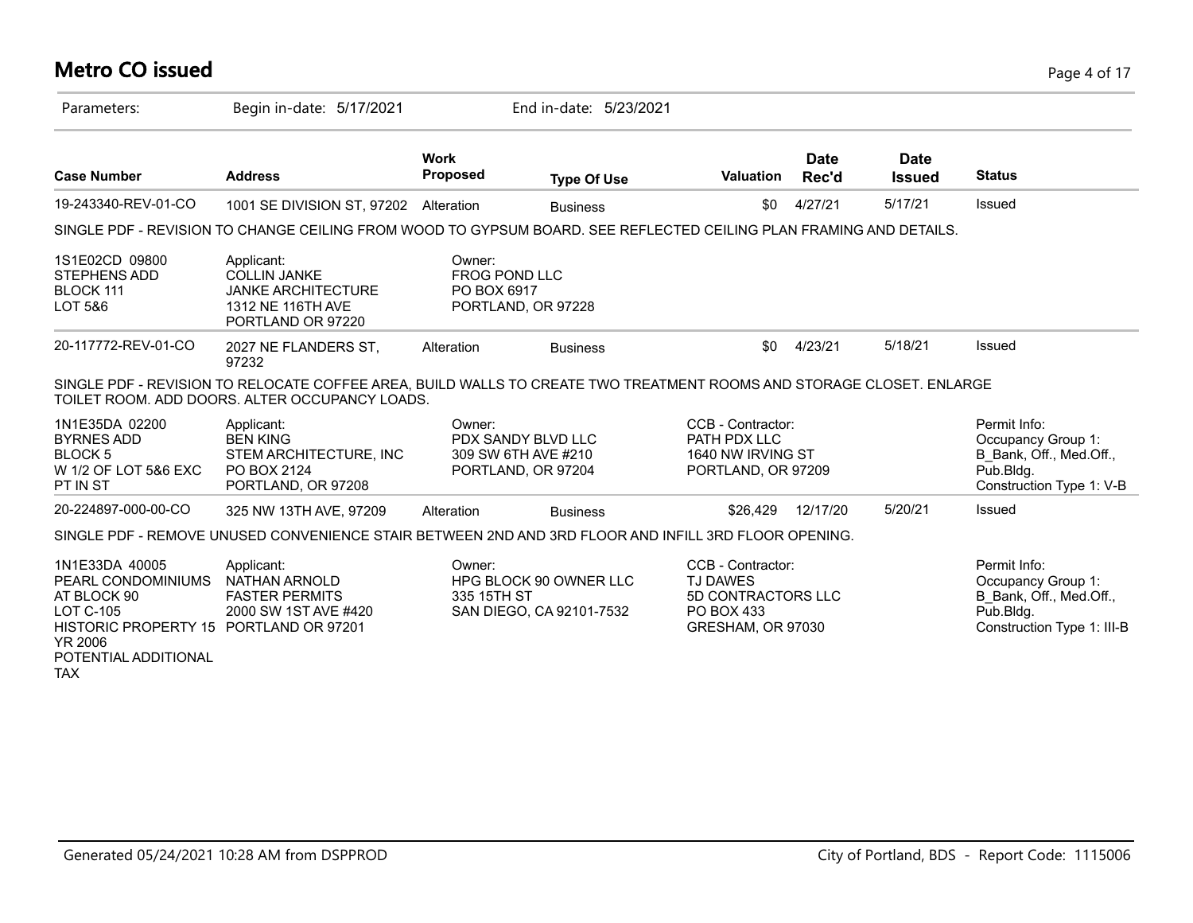# Metro CO issued

Parameters: Begin in-date: 5/17/2021 End in-date: 5/23/2021

| Case Number | Address | Work Proposed | Type Of Use | Valuation | Date Rec'd | Date Issued | Status |
|---|---|---|---|---|---|---|---|
| 19-243340-REV-01-CO | 1001 SE DIVISION ST, 97202 | Alteration | Business | $0 | 4/27/21 | 5/17/21 | Issued |

SINGLE PDF - REVISION TO CHANGE CEILING FROM WOOD TO GYPSUM BOARD. SEE REFLECTED CEILING PLAN FRAMING AND DETAILS.

| | | |
|---|---|---|
| 1S1E02CD 09800<br>STEPHENS ADD<br>BLOCK 111<br>LOT 5&6 | Applicant:<br>COLLIN JANKE<br>JANKE ARCHITECTURE<br>1312 NE 116TH AVE<br>PORTLAND OR 97220 | Owner:<br>FROG POND LLC<br>PO BOX 6917<br>PORTLAND, OR 97228 |

| Case Number | Address | Work Proposed | Type Of Use | Valuation | Date Rec'd | Date Issued | Status |
|---|---|---|---|---|---|---|---|
| 20-117772-REV-01-CO | 2027 NE FLANDERS ST, 97232 | Alteration | Business | $0 | 4/23/21 | 5/18/21 | Issued |

SINGLE PDF - REVISION TO RELOCATE COFFEE AREA, BUILD WALLS TO CREATE TWO TREATMENT ROOMS AND STORAGE CLOSET. ENLARGE TOILET ROOM. ADD DOORS. ALTER OCCUPANCY LOADS.

| | | | | |
|---|---|---|---|---|
| 1N1E35DA 02200<br>BYRNES ADD<br>BLOCK 5<br>W 1/2 OF LOT 5&6 EXC PT IN ST | Applicant:<br>BEN KING<br>STEM ARCHITECTURE, INC<br>PO BOX 2124<br>PORTLAND, OR 97208 | Owner:<br>PDX SANDY BLVD LLC<br>309 SW 6TH AVE #210<br>PORTLAND, OR 97204 | CCB - Contractor:<br>PATH PDX LLC<br>1640 NW IRVING ST<br>PORTLAND, OR 97209 | Permit Info:<br>Occupancy Group 1: B_Bank, Off., Med.Off., Pub.Bldg.<br>Construction Type 1: V-B |

| Case Number | Address | Work Proposed | Type Of Use | Valuation | Date Rec'd | Date Issued | Status |
|---|---|---|---|---|---|---|---|
| 20-224897-000-00-CO | 325 NW 13TH AVE, 97209 | Alteration | Business | $26,429 | 12/17/20 | 5/20/21 | Issued |

SINGLE PDF - REMOVE UNUSED CONVENIENCE STAIR BETWEEN 2ND AND 3RD FLOOR AND INFILL 3RD FLOOR OPENING.

| | | | | |
|---|---|---|---|---|
| 1N1E33DA 40005<br>PEARL CONDOMINIUMS AT BLOCK 90<br>LOT C-105<br>HISTORIC PROPERTY 15 YR 2006<br>POTENTIAL ADDITIONAL TAX | Applicant:<br>NATHAN ARNOLD<br>FASTER PERMITS<br>2000 SW 1ST AVE #420<br>PORTLAND OR 97201 | Owner:<br>HPG BLOCK 90 OWNER LLC<br>335 15TH ST<br>SAN DIEGO, CA 92101-7532 | CCB - Contractor:<br>TJ DAWES<br>5D CONTRACTORS LLC<br>PO BOX 433<br>GRESHAM, OR 97030 | Permit Info:<br>Occupancy Group 1: B_Bank, Off., Med.Off., Pub.Bldg.<br>Construction Type 1: III-B |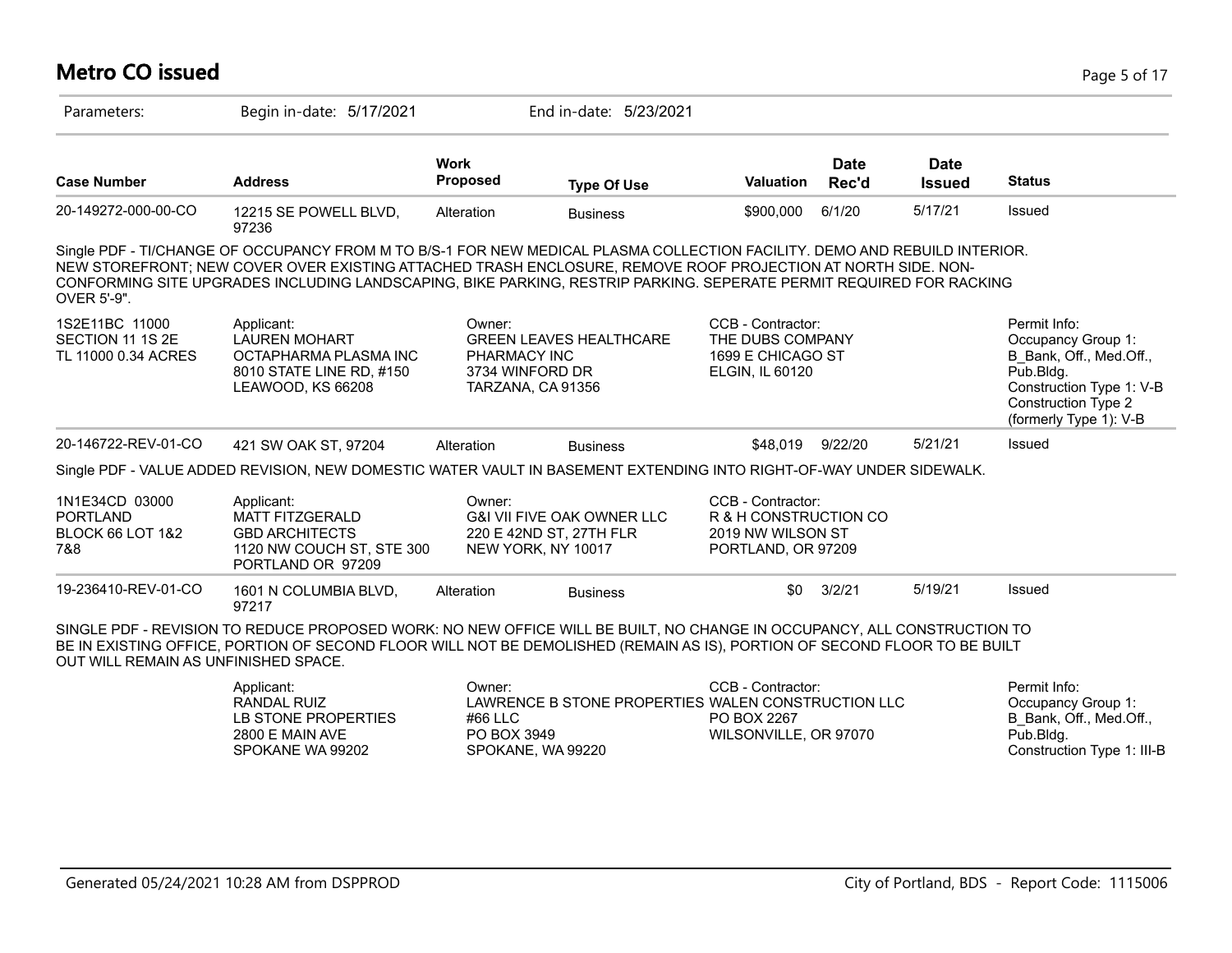# Metro CO issued

Parameters: Begin in-date: 5/17/2021 End in-date: 5/23/2021

| Case Number | Address | Work Proposed | Type Of Use | Valuation | Date Rec'd | Date Issued | Status |
|---|---|---|---|---|---|---|---|
| 20-149272-000-00-CO | 12215 SE POWELL BLVD, 97236 | Alteration | Business | $900,000 | 6/1/20 | 5/17/21 | Issued |

Single PDF - TI/CHANGE OF OCCUPANCY FROM M TO B/S-1 FOR NEW MEDICAL PLASMA COLLECTION FACILITY. DEMO AND REBUILD INTERIOR. NEW STOREFRONT; NEW COVER OVER EXISTING ATTACHED TRASH ENCLOSURE, REMOVE ROOF PROJECTION AT NORTH SIDE. NON-CONFORMING SITE UPGRADES INCLUDING LANDSCAPING, BIKE PARKING, RESTRIP PARKING. SEPERATE PERMIT REQUIRED FOR RACKING OVER 5'-9".

1S2E11BC 11000
SECTION 11 1S 2E
TL 11000 0.34 ACRES

Applicant:
LAUREN MOHART
OCTAPHARMA PLASMA INC
8010 STATE LINE RD, #150
LEAWOOD, KS 66208

Owner:
GREEN LEAVES HEALTHCARE PHARMACY INC
3734 WINFORD DR
TARZANA, CA 91356

CCB - Contractor:
THE DUBS COMPANY
1699 E CHICAGO ST
ELGIN, IL 60120

Permit Info:
Occupancy Group 1: B_Bank, Off., Med.Off., Pub.Bldg.
Construction Type 1: V-B
Construction Type 2 (formerly Type 1): V-B

| Case Number | Address | Work Proposed | Type Of Use | Valuation | Date Rec'd | Date Issued | Status |
|---|---|---|---|---|---|---|---|
| 20-146722-REV-01-CO | 421 SW OAK ST, 97204 | Alteration | Business | $48,019 | 9/22/20 | 5/21/21 | Issued |

Single PDF - VALUE ADDED REVISION, NEW DOMESTIC WATER VAULT IN BASEMENT EXTENDING INTO RIGHT-OF-WAY UNDER SIDEWALK.

1N1E34CD 03000
PORTLAND
BLOCK 66 LOT 1&2 7&8

Applicant:
MATT FITZGERALD
GBD ARCHITECTS
1120 NW COUCH ST, STE 300
PORTLAND OR 97209

Owner:
G&I VII FIVE OAK OWNER LLC
220 E 42ND ST, 27TH FLR
NEW YORK, NY 10017

CCB - Contractor:
R & H CONSTRUCTION CO
2019 NW WILSON ST
PORTLAND, OR 97209

| Case Number | Address | Work Proposed | Type Of Use | Valuation | Date Rec'd | Date Issued | Status |
|---|---|---|---|---|---|---|---|
| 19-236410-REV-01-CO | 1601 N COLUMBIA BLVD, 97217 | Alteration | Business | $0 | 3/2/21 | 5/19/21 | Issued |

SINGLE PDF - REVISION TO REDUCE PROPOSED WORK: NO NEW OFFICE WILL BE BUILT, NO CHANGE IN OCCUPANCY, ALL CONSTRUCTION TO BE IN EXISTING OFFICE, PORTION OF SECOND FLOOR WILL NOT BE DEMOLISHED (REMAIN AS IS), PORTION OF SECOND FLOOR TO BE BUILT OUT WILL REMAIN AS UNFINISHED SPACE.

Applicant:
RANDAL RUIZ
LB STONE PROPERTIES
2800 E MAIN AVE
SPOKANE WA 99202

Owner:
LAWRENCE B STONE PROPERTIES #66 LLC
PO BOX 3949
SPOKANE, WA 99220

CCB - Contractor:
WALEN CONSTRUCTION LLC
PO BOX 2267
WILSONVILLE, OR 97070

Permit Info:
Occupancy Group 1: B_Bank, Off., Med.Off., Pub.Bldg.
Construction Type 1: III-B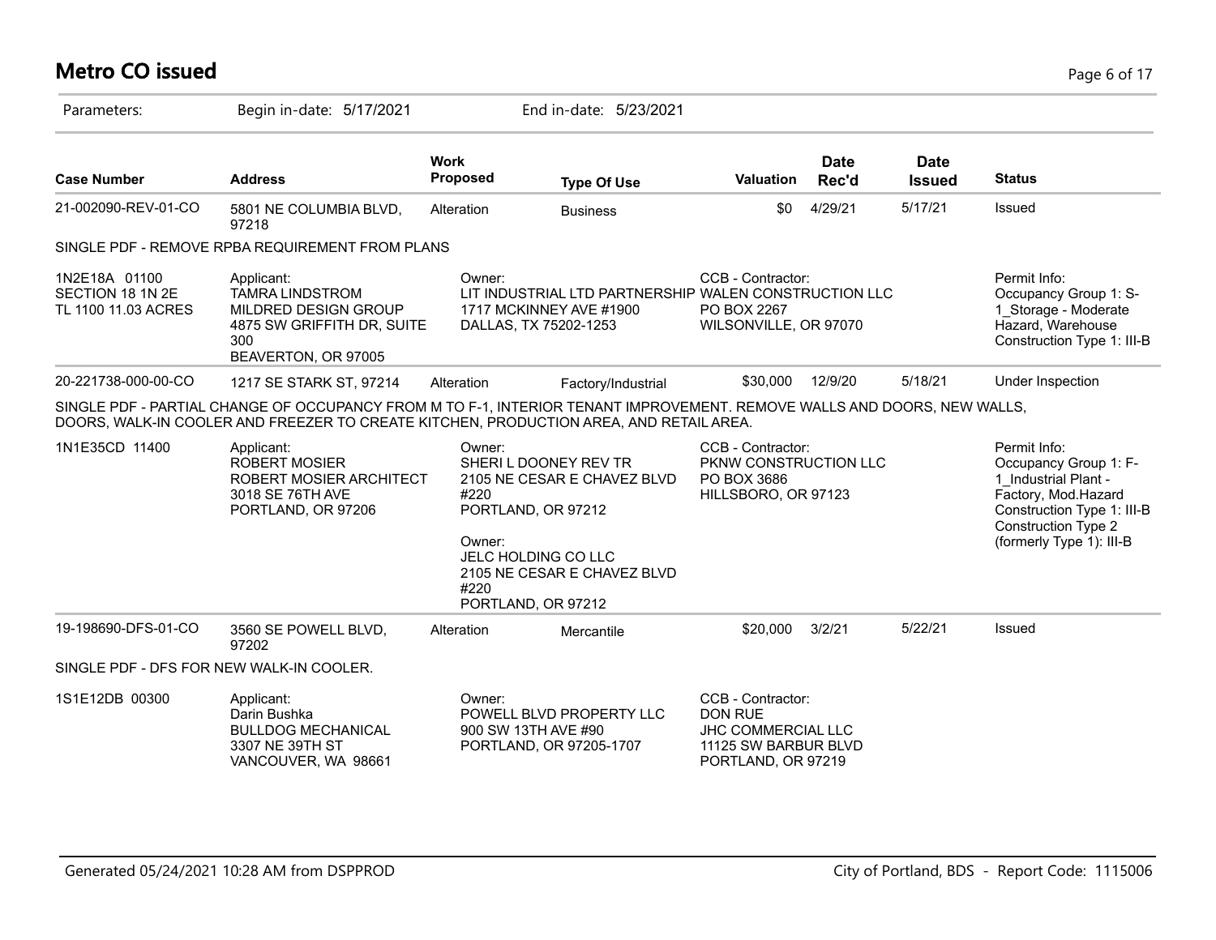# Metro CO issued

Parameters: Begin in-date: 5/17/2021 End in-date: 5/23/2021

| Case Number | Address | Work Proposed | Type Of Use | Valuation | Date Rec'd | Date Issued | Status |
|---|---|---|---|---|---|---|---|
| 21-002090-REV-01-CO | 5801 NE COLUMBIA BLVD, 97218 | Alteration | Business | $0 | 4/29/21 | 5/17/21 | Issued |

SINGLE PDF - REMOVE RPBA REQUIREMENT FROM PLANS

1N2E18A 01100
SECTION 18 1N 2E
TL 1100 11.03 ACRES

Applicant:
TAMRA LINDSTROM
MILDRED DESIGN GROUP
4875 SW GRIFFITH DR, SUITE 300
BEAVERTON, OR 97005

Owner:
LIT INDUSTRIAL LTD PARTNERSHIP
1717 MCKINNEY AVE #1900
DALLAS, TX 75202-1253

CCB - Contractor:
WALEN CONSTRUCTION LLC
PO BOX 2267
WILSONVILLE, OR 97070

Permit Info:
Occupancy Group 1: S-1_Storage - Moderate Hazard, Warehouse
Construction Type 1: III-B

| Case Number | Address | Work Proposed | Type Of Use | Valuation | Date Rec'd | Date Issued | Status |
|---|---|---|---|---|---|---|---|
| 20-221738-000-00-CO | 1217 SE STARK ST, 97214 | Alteration | Factory/Industrial | $30,000 | 12/9/20 | 5/18/21 | Under Inspection |

SINGLE PDF - PARTIAL CHANGE OF OCCUPANCY FROM M TO F-1, INTERIOR TENANT IMPROVEMENT. REMOVE WALLS AND DOORS, NEW WALLS, DOORS, WALK-IN COOLER AND FREEZER TO CREATE KITCHEN, PRODUCTION AREA, AND RETAIL AREA.

1N1E35CD 11400

Applicant:
ROBERT MOSIER
ROBERT MOSIER ARCHITECT
3018 SE 76TH AVE
PORTLAND, OR 97206

Owner:
SHERI L DOONEY REV TR
2105 NE CESAR E CHAVEZ BLVD #220
PORTLAND, OR 97212

Owner:
JELC HOLDING CO LLC
2105 NE CESAR E CHAVEZ BLVD #220
PORTLAND, OR 97212

CCB - Contractor:
PKNW CONSTRUCTION LLC
PO BOX 3686
HILLSBORO, OR 97123

Permit Info:
Occupancy Group 1: F-1_Industrial Plant - Factory, Mod.Hazard
Construction Type 1: III-B
Construction Type 2 (formerly Type 1): III-B

| Case Number | Address | Work Proposed | Type Of Use | Valuation | Date Rec'd | Date Issued | Status |
|---|---|---|---|---|---|---|---|
| 19-198690-DFS-01-CO | 3560 SE POWELL BLVD, 97202 | Alteration | Mercantile | $20,000 | 3/2/21 | 5/22/21 | Issued |

SINGLE PDF - DFS FOR NEW WALK-IN COOLER.

1S1E12DB 00300

Applicant:
Darin Bushka
BULLDOG MECHANICAL
3307 NE 39TH ST
VANCOUVER, WA 98661

Owner:
POWELL BLVD PROPERTY LLC
900 SW 13TH AVE #90
PORTLAND, OR 97205-1707

CCB - Contractor:
DON RUE
JHC COMMERCIAL LLC
11125 SW BARBUR BLVD
PORTLAND, OR 97219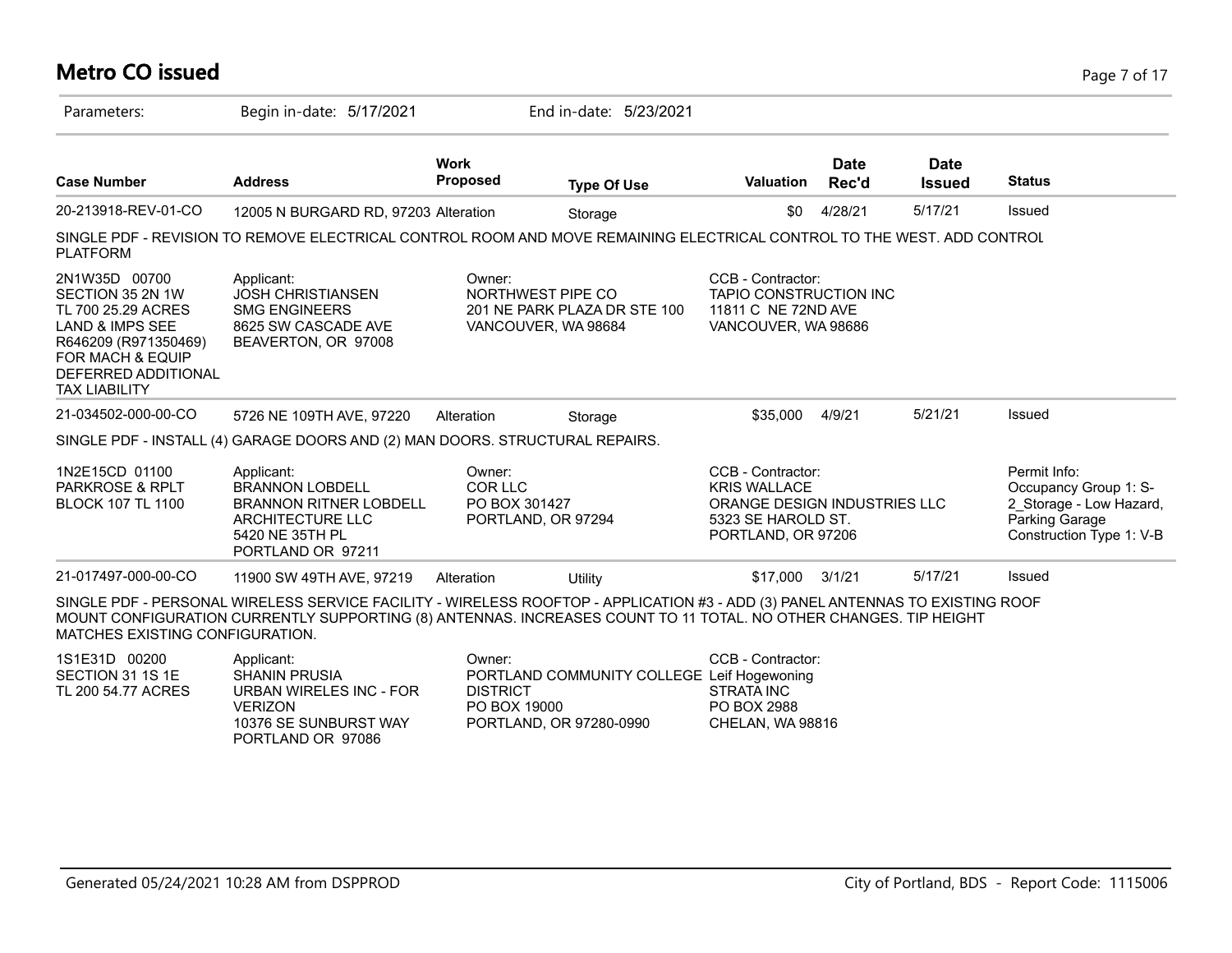# Metro CO issued

Parameters: Begin in-date: 5/17/2021 End in-date: 5/23/2021

| Case Number | Address | Work Proposed | Type Of Use | Valuation | Date Rec'd | Date Issued | Status |
|---|---|---|---|---|---|---|---|
| 20-213918-REV-01-CO | 12005 N BURGARD RD, 97203 | Alteration | Storage | $0 | 4/28/21 | 5/17/21 | Issued |

SINGLE PDF - REVISION TO REMOVE ELECTRICAL CONTROL ROOM AND MOVE REMAINING ELECTRICAL CONTROL TO THE WEST. ADD CONTROL PLATFORM

2N1W35D 00700
SECTION 35 2N 1W
TL 700 25.29 ACRES
LAND & IMPS SEE
R646209 (R971350469)
FOR MACH & EQUIP
DEFERRED ADDITIONAL
TAX LIABILITY

Applicant:
JOSH CHRISTIANSEN
SMG ENGINEERS
8625 SW CASCADE AVE
BEAVERTON, OR 97008

Owner:
NORTHWEST PIPE CO
201 NE PARK PLAZA DR STE 100
VANCOUVER, WA 98684

CCB - Contractor:
TAPIO CONSTRUCTION INC
11811 C NE 72ND AVE
VANCOUVER, WA 98686

| Case Number | Address | Work Proposed | Type Of Use | Valuation | Date Rec'd | Date Issued | Status |
|---|---|---|---|---|---|---|---|
| 21-034502-000-00-CO | 5726 NE 109TH AVE, 97220 | Alteration | Storage | $35,000 | 4/9/21 | 5/21/21 | Issued |

SINGLE PDF - INSTALL (4) GARAGE DOORS AND (2) MAN DOORS. STRUCTURAL REPAIRS.

1N2E15CD 01100
PARKROSE & RPLT
BLOCK 107 TL 1100

Applicant:
BRANNON LOBDELL
BRANNON RITNER LOBDELL
ARCHITECTURE LLC
5420 NE 35TH PL
PORTLAND OR 97211

Owner:
COR LLC
PO BOX 301427
PORTLAND, OR 97294

CCB - Contractor:
KRIS WALLACE
ORANGE DESIGN INDUSTRIES LLC
5323 SE HAROLD ST.
PORTLAND, OR 97206

Permit Info:
Occupancy Group 1: S-2_Storage - Low Hazard, Parking Garage
Construction Type 1: V-B

| Case Number | Address | Work Proposed | Type Of Use | Valuation | Date Rec'd | Date Issued | Status |
|---|---|---|---|---|---|---|---|
| 21-017497-000-00-CO | 11900 SW 49TH AVE, 97219 | Alteration | Utility | $17,000 | 3/1/21 | 5/17/21 | Issued |

SINGLE PDF - PERSONAL WIRELESS SERVICE FACILITY - WIRELESS ROOFTOP - APPLICATION #3 - ADD (3) PANEL ANTENNAS TO EXISTING ROOF MOUNT CONFIGURATION CURRENTLY SUPPORTING (8) ANTENNAS. INCREASES COUNT TO 11 TOTAL. NO OTHER CHANGES. TIP HEIGHT MATCHES EXISTING CONFIGURATION.

1S1E31D 00200
SECTION 31 1S 1E
TL 200 54.77 ACRES

Applicant:
SHANIN PRUSIA
URBAN WIRELES INC - FOR VERIZON
10376 SE SUNBURST WAY
PORTLAND OR 97086

Owner:
PORTLAND COMMUNITY COLLEGE DISTRICT
PO BOX 19000
PORTLAND, OR 97280-0990

CCB - Contractor:
Leif Hogewoning
STRATA INC
PO BOX 2988
CHELAN, WA 98816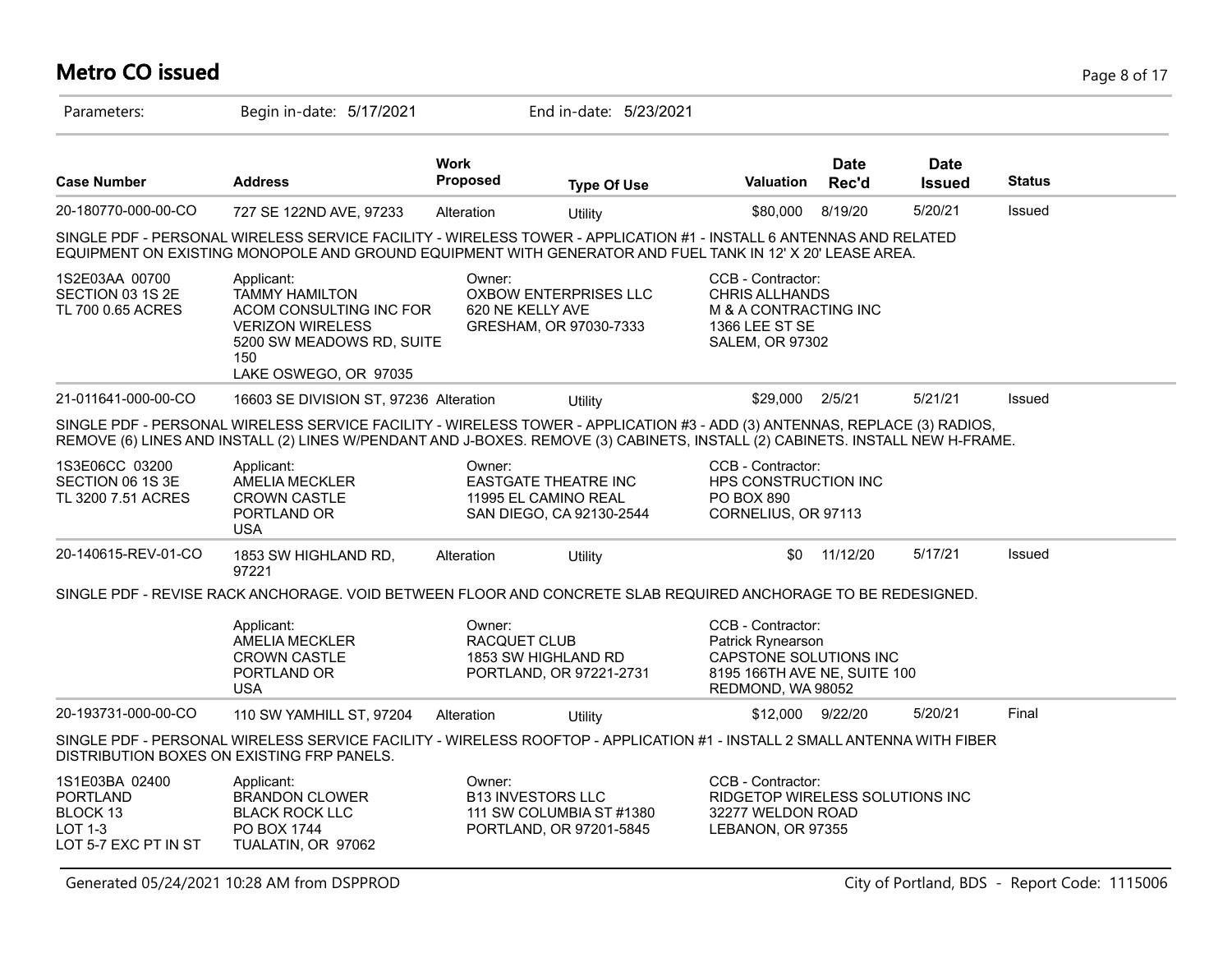# Metro CO issued

Parameters: Begin in-date: 5/17/2021 End in-date: 5/23/2021

| Case Number | Address | Work Proposed | Type Of Use | Valuation | Date Rec'd | Date Issued | Status |
|---|---|---|---|---|---|---|---|
| 20-180770-000-00-CO | 727 SE 122ND AVE, 97233 | Alteration | Utility | $80,000 | 8/19/20 | 5/20/21 | Issued |

SINGLE PDF - PERSONAL WIRELESS SERVICE FACILITY - WIRELESS TOWER - APPLICATION #1 - INSTALL 6 ANTENNAS AND RELATED EQUIPMENT ON EXISTING MONOPOLE AND GROUND EQUIPMENT WITH GENERATOR AND FUEL TANK IN 12' X 20' LEASE AREA.

1S2E03AA 00700
SECTION 03 1S 2E
TL 700 0.65 ACRES

Applicant:
TAMMY HAMILTON
ACOM CONSULTING INC FOR VERIZON WIRELESS
5200 SW MEADOWS RD, SUITE 150
LAKE OSWEGO, OR 97035

Owner:
OXBOW ENTERPRISES LLC
620 NE KELLY AVE
GRESHAM, OR 97030-7333

CCB - Contractor:
CHRIS ALLHANDS
M & A CONTRACTING INC
1366 LEE ST SE
SALEM, OR 97302

| Case Number | Address | Work Proposed | Type Of Use | Valuation | Date Rec'd | Date Issued | Status |
|---|---|---|---|---|---|---|---|
| 21-011641-000-00-CO | 16603 SE DIVISION ST, 97236 | Alteration | Utility | $29,000 | 2/5/21 | 5/21/21 | Issued |

SINGLE PDF - PERSONAL WIRELESS SERVICE FACILITY - WIRELESS TOWER - APPLICATION #3 - ADD (3) ANTENNAS, REPLACE (3) RADIOS, REMOVE (6) LINES AND INSTALL (2) LINES W/PENDANT AND J-BOXES. REMOVE (3) CABINETS, INSTALL (2) CABINETS. INSTALL NEW H-FRAME.

1S3E06CC 03200
SECTION 06 1S 3E
TL 3200 7.51 ACRES

Applicant:
AMELIA MECKLER
CROWN CASTLE
PORTLAND OR
USA

Owner:
EASTGATE THEATRE INC
11995 EL CAMINO REAL
SAN DIEGO, CA 92130-2544

CCB - Contractor:
HPS CONSTRUCTION INC
PO BOX 890
CORNELIUS, OR 97113

| Case Number | Address | Work Proposed | Type Of Use | Valuation | Date Rec'd | Date Issued | Status |
|---|---|---|---|---|---|---|---|
| 20-140615-REV-01-CO | 1853 SW HIGHLAND RD, 97221 | Alteration | Utility | $0 | 11/12/20 | 5/17/21 | Issued |

SINGLE PDF - REVISE RACK ANCHORAGE. VOID BETWEEN FLOOR AND CONCRETE SLAB REQUIRED ANCHORAGE TO BE REDESIGNED.

Applicant:
AMELIA MECKLER
CROWN CASTLE
PORTLAND OR
USA

Owner:
RACQUET CLUB
1853 SW HIGHLAND RD
PORTLAND, OR 97221-2731

CCB - Contractor:
Patrick Rynearson
CAPSTONE SOLUTIONS INC
8195 166TH AVE NE, SUITE 100
REDMOND, WA 98052

| Case Number | Address | Work Proposed | Type Of Use | Valuation | Date Rec'd | Date Issued | Status |
|---|---|---|---|---|---|---|---|
| 20-193731-000-00-CO | 110 SW YAMHILL ST, 97204 | Alteration | Utility | $12,000 | 9/22/20 | 5/20/21 | Final |

SINGLE PDF - PERSONAL WIRELESS SERVICE FACILITY - WIRELESS ROOFTOP - APPLICATION #1 - INSTALL 2 SMALL ANTENNA WITH FIBER DISTRIBUTION BOXES ON EXISTING FRP PANELS.

1S1E03BA 02400
PORTLAND
BLOCK 13
LOT 1-3
LOT 5-7 EXC PT IN ST

Applicant:
BRANDON CLOWER
BLACK ROCK LLC
PO BOX 1744
TUALATIN, OR 97062

Owner:
B13 INVESTORS LLC
111 SW COLUMBIA ST #1380
PORTLAND, OR 97201-5845

CCB - Contractor:
RIDGETOP WIRELESS SOLUTIONS INC
32277 WELDON ROAD
LEBANON, OR 97355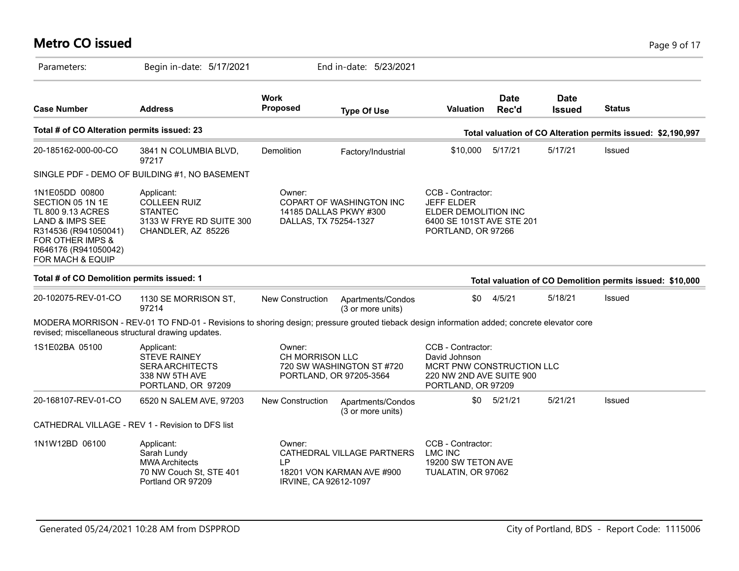# Metro CO issued

Parameters: Begin in-date: 5/17/2021 End in-date: 5/23/2021

| Case Number | Address | Work Proposed | Type Of Use | Valuation | Date Rec'd | Date Issued | Status |
|---|---|---|---|---|---|---|---|

**Total # of CO Alteration permits issued: 23** — **Total valuation of CO Alteration permits issued: $2,190,997**

| Case Number | Address | Work Proposed | Type Of Use | Valuation | Date Rec'd | Date Issued | Status |
|---|---|---|---|---|---|---|---|
| 20-185162-000-00-CO | 3841 N COLUMBIA BLVD, 97217 | Demolition | Factory/Industrial | $10,000 | 5/17/21 | 5/17/21 | Issued |

SINGLE PDF - DEMO OF BUILDING #1, NO BASEMENT

1N1E05DD 00800 SECTION 05 1N 1E TL 800 9.13 ACRES LAND & IMPS SEE R314536 (R941050041) FOR OTHER IMPS & R646176 (R941050042) FOR MACH & EQUIP

Applicant: COLLEEN RUIZ, STANTEC, 3133 W FRYE RD SUITE 300, CHANDLER, AZ 85226

Owner: COPART OF WASHINGTON INC, 14185 DALLAS PKWY #300, DALLAS, TX 75254-1327

CCB - Contractor: JEFF ELDER, ELDER DEMOLITION INC, 6400 SE 101ST AVE STE 201, PORTLAND, OR 97266

**Total # of CO Demolition permits issued: 1** — **Total valuation of CO Demolition permits issued: $10,000**

| Case Number | Address | Work Proposed | Type Of Use | Valuation | Date Rec'd | Date Issued | Status |
|---|---|---|---|---|---|---|---|
| 20-102075-REV-01-CO | 1130 SE MORRISON ST, 97214 | New Construction | Apartments/Condos (3 or more units) | $0 | 4/5/21 | 5/18/21 | Issued |

MODERA MORRISON - REV-01 TO FND-01 - Revisions to shoring design; pressure grouted tieback design information added; concrete elevator core revised; miscellaneous structural drawing updates.

1S1E02BA 05100

Applicant: STEVE RAINEY, SERA ARCHITECTS, 338 NW 5TH AVE, PORTLAND, OR 97209

Owner: CH MORRISON LLC, 720 SW WASHINGTON ST #720, PORTLAND, OR 97205-3564

CCB - Contractor: David Johnson, MCRT PNW CONSTRUCTION LLC, 220 NW 2ND AVE SUITE 900, PORTLAND, OR 97209

| Case Number | Address | Work Proposed | Type Of Use | Valuation | Date Rec'd | Date Issued | Status |
|---|---|---|---|---|---|---|---|
| 20-168107-REV-01-CO | 6520 N SALEM AVE, 97203 | New Construction | Apartments/Condos (3 or more units) | $0 | 5/21/21 | 5/21/21 | Issued |

CATHEDRAL VILLAGE - REV 1 - Revision to DFS list

1N1W12BD 06100

Applicant: Sarah Lundy, MWA Architects, 70 NW Couch St, STE 401, Portland OR 97209

Owner: CATHEDRAL VILLAGE PARTNERS LP, 18201 VON KARMAN AVE #900, IRVINE, CA 92612-1097

CCB - Contractor: LMC INC, 19200 SW TETON AVE, TUALATIN, OR 97062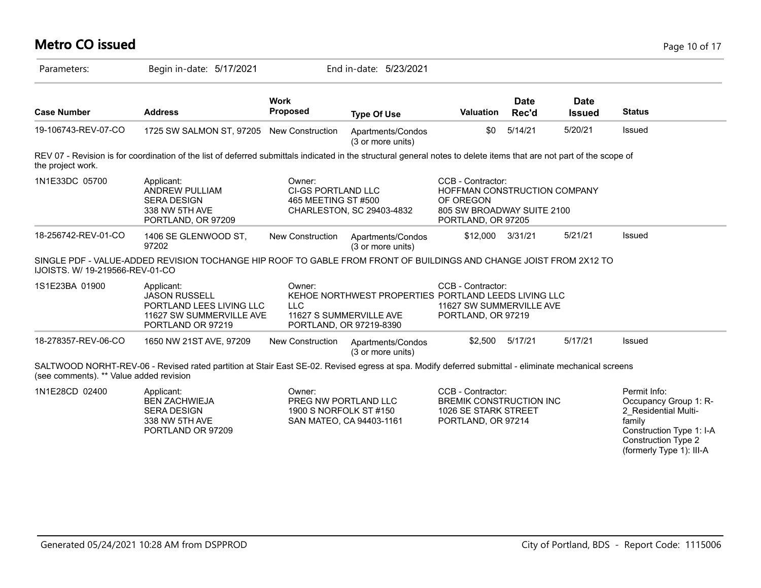# Metro CO issued

Parameters: Begin in-date: 5/17/2021 End in-date: 5/23/2021

| Case Number | Address | Work Proposed | Type Of Use | Valuation | Date Rec'd | Date Issued | Status |
|---|---|---|---|---|---|---|---|
| 19-106743-REV-07-CO | 1725 SW SALMON ST, 97205 | New Construction | Apartments/Condos (3 or more units) | $0 | 5/14/21 | 5/20/21 | Issued |

REV 07 - Revision is for coordination of the list of deferred submittals indicated in the structural general notes to delete items that are not part of the scope of the project work.

| | | | | |
|---|---|---|---|---|
| 1N1E33DC 05700 | Applicant: ANDREW PULLIAM SERA DESIGN 338 NW 5TH AVE PORTLAND, OR 97209 | Owner: CI-GS PORTLAND LLC 465 MEETING ST #500 CHARLESTON, SC 29403-4832 | CCB - Contractor: HOFFMAN CONSTRUCTION COMPANY OF OREGON 805 SW BROADWAY SUITE 2100 PORTLAND, OR 97205 | |

| Case Number | Address | Work Proposed | Type Of Use | Valuation | Date Rec'd | Date Issued | Status |
|---|---|---|---|---|---|---|---|
| 18-256742-REV-01-CO | 1406 SE GLENWOOD ST, 97202 | New Construction | Apartments/Condos (3 or more units) | $12,000 | 3/31/21 | 5/21/21 | Issued |

SINGLE PDF - VALUE-ADDED REVISION TOCHANGE HIP ROOF TO GABLE FROM FRONT OF BUILDINGS AND CHANGE JOIST FROM 2X12 TO IJOISTS. W/ 19-219566-REV-01-CO

| | | | | |
|---|---|---|---|---|
| 1S1E23BA 01900 | Applicant: JASON RUSSELL PORTLAND LEES LIVING LLC 11627 SW SUMMERVILLE AVE PORTLAND OR 97219 | Owner: KEHOE NORTHWEST PROPERTIES LLC 11627 S SUMMERVILLE AVE PORTLAND, OR 97219-8390 | CCB - Contractor: PORTLAND LEEDS LIVING LLC 11627 SW SUMMERVILLE AVE PORTLAND, OR 97219 | |

| Case Number | Address | Work Proposed | Type Of Use | Valuation | Date Rec'd | Date Issued | Status |
|---|---|---|---|---|---|---|---|
| 18-278357-REV-06-CO | 1650 NW 21ST AVE, 97209 | New Construction | Apartments/Condos (3 or more units) | $2,500 | 5/17/21 | 5/17/21 | Issued |

SALTWOOD NORHT-REV-06 - Revised rated partition at Stair East SE-02. Revised egress at spa. Modify deferred submittal - eliminate mechanical screens (see comments). ** Value added revision

| | | | | |
|---|---|---|---|---|
| 1N1E28CD 02400 | Applicant: BEN ZACHWIEJA SERA DESIGN 338 NW 5TH AVE PORTLAND OR 97209 | Owner: PREG NW PORTLAND LLC 1900 S NORFOLK ST #150 SAN MATEO, CA 94403-1161 | CCB - Contractor: BREMIK CONSTRUCTION INC 1026 SE STARK STREET PORTLAND, OR 97214 | Permit Info: Occupancy Group 1: R-2_Residential Multi-family Construction Type 1: I-A Construction Type 2 (formerly Type 1): III-A |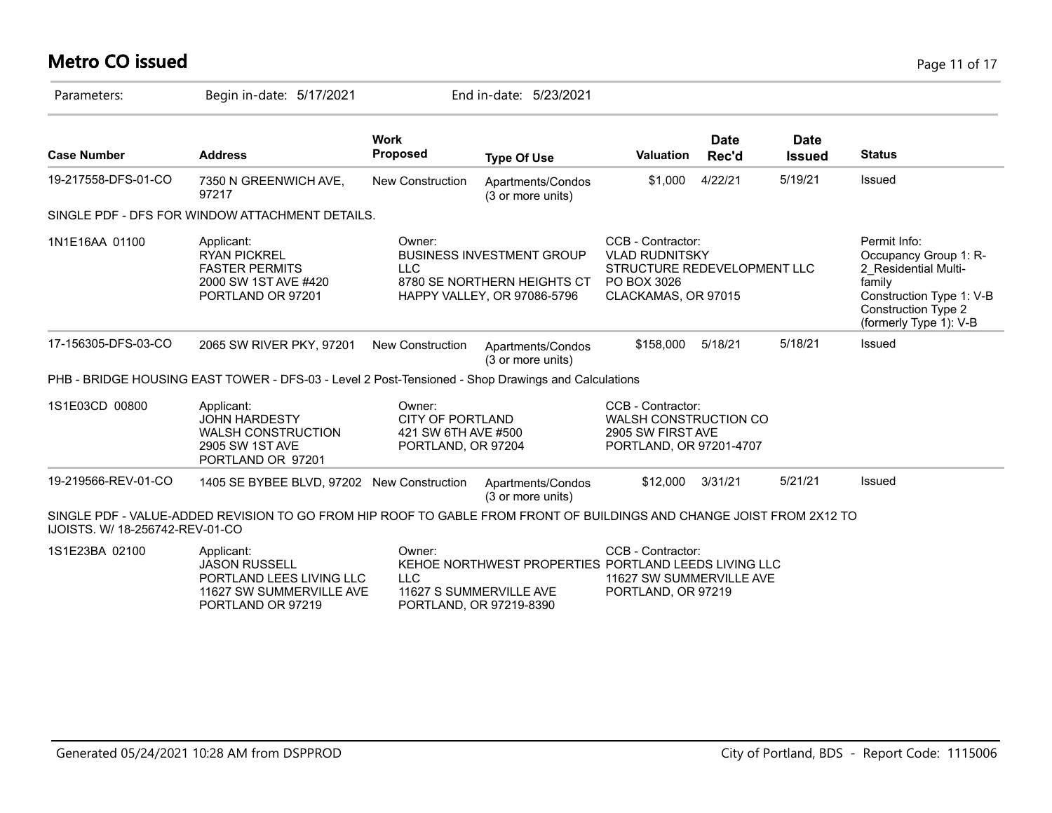# Metro CO issued

Parameters: Begin in-date: 5/17/2021 End in-date: 5/23/2021

| Case Number | Address | Work Proposed | Type Of Use | Valuation | Date Rec'd | Date Issued | Status |
|---|---|---|---|---|---|---|---|
| 19-217558-DFS-01-CO | 7350 N GREENWICH AVE, 97217 | New Construction | Apartments/Condos (3 or more units) | $1,000 | 4/22/21 | 5/19/21 | Issued |

SINGLE PDF - DFS FOR WINDOW ATTACHMENT DETAILS.

| | Applicant | Owner | CCB - Contractor | Permit Info |
|---|---|---|---|---|
| 1N1E16AA 01100 | RYAN PICKREL<br>FASTER PERMITS<br>2000 SW 1ST AVE #420<br>PORTLAND OR 97201 | BUSINESS INVESTMENT GROUP LLC<br>8780 SE NORTHERN HEIGHTS CT<br>HAPPY VALLEY, OR 97086-5796 | VLAD RUDNITSKY<br>STRUCTURE REDEVELOPMENT LLC<br>PO BOX 3026<br>CLACKAMAS, OR 97015 | Occupancy Group 1: R-2_Residential Multi-family<br>Construction Type 1: V-B<br>Construction Type 2 (formerly Type 1): V-B |

| Case Number | Address | Work Proposed | Type Of Use | Valuation | Date Rec'd | Date Issued | Status |
|---|---|---|---|---|---|---|---|
| 17-156305-DFS-03-CO | 2065 SW RIVER PKY, 97201 | New Construction | Apartments/Condos (3 or more units) | $158,000 | 5/18/21 | 5/18/21 | Issued |

PHB - BRIDGE HOUSING EAST TOWER - DFS-03 - Level 2 Post-Tensioned - Shop Drawings and Calculations

| | Applicant | Owner | CCB - Contractor |
|---|---|---|---|
| 1S1E03CD 00800 | JOHN HARDESTY<br>WALSH CONSTRUCTION<br>2905 SW 1ST AVE<br>PORTLAND OR 97201 | CITY OF PORTLAND<br>421 SW 6TH AVE #500<br>PORTLAND, OR 97204 | WALSH CONSTRUCTION CO<br>2905 SW FIRST AVE<br>PORTLAND, OR 97201-4707 |

| Case Number | Address | Work Proposed | Type Of Use | Valuation | Date Rec'd | Date Issued | Status |
|---|---|---|---|---|---|---|---|
| 19-219566-REV-01-CO | 1405 SE BYBEE BLVD, 97202 | New Construction | Apartments/Condos (3 or more units) | $12,000 | 3/31/21 | 5/21/21 | Issued |

SINGLE PDF - VALUE-ADDED REVISION TO GO FROM HIP ROOF TO GABLE FROM FRONT OF BUILDINGS AND CHANGE JOIST FROM 2X12 TO IJOISTS. W/ 18-256742-REV-01-CO

| | Applicant | Owner | CCB - Contractor |
|---|---|---|---|
| 1S1E23BA 02100 | JASON RUSSELL<br>PORTLAND LEES LIVING LLC<br>11627 SW SUMMERVILLE AVE<br>PORTLAND OR 97219 | KEHOE NORTHWEST PROPERTIES LLC<br>11627 S SUMMERVILLE AVE<br>PORTLAND, OR 97219-8390 | PORTLAND LEEDS LIVING LLC<br>11627 SW SUMMERVILLE AVE<br>PORTLAND, OR 97219 |

Generated 05/24/2021 10:28 AM from DSPPROD — City of Portland, BDS - Report Code: 1115006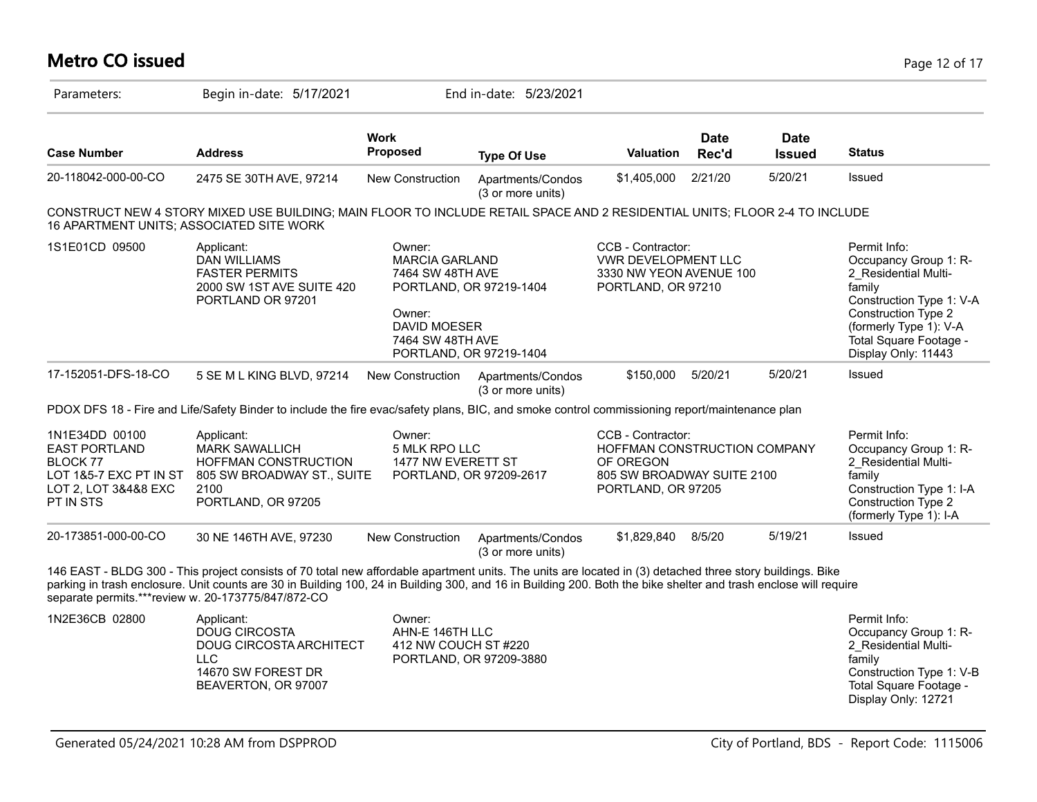# Metro CO issued

Parameters: Begin in-date: 5/17/2021 End in-date: 5/23/2021

| Case Number | Address | Work Proposed | Type Of Use | Valuation | Date Rec'd | Date Issued | Status |
|---|---|---|---|---|---|---|---|
| 20-118042-000-00-CO | 2475 SE 30TH AVE, 97214 | New Construction | Apartments/Condos (3 or more units) | $1,405,000 | 2/21/20 | 5/20/21 | Issued |

CONSTRUCT NEW 4 STORY MIXED USE BUILDING; MAIN FLOOR TO INCLUDE RETAIL SPACE AND 2 RESIDENTIAL UNITS; FLOOR 2-4 TO INCLUDE 16 APARTMENT UNITS; ASSOCIATED SITE WORK

1S1E01CD 09500

Applicant:
DAN WILLIAMS
FASTER PERMITS
2000 SW 1ST AVE SUITE 420
PORTLAND OR 97201

Owner:
MARCIA GARLAND
7464 SW 48TH AVE
PORTLAND, OR 97219-1404

Owner:
DAVID MOESER
7464 SW 48TH AVE
PORTLAND, OR 97219-1404

CCB - Contractor:
VWR DEVELOPMENT LLC
3330 NW YEON AVENUE 100
PORTLAND, OR 97210

Permit Info:
Occupancy Group 1: R-2_Residential Multi-family
Construction Type 1: V-A
Construction Type 2 (formerly Type 1): V-A
Total Square Footage - Display Only: 11443

| Case Number | Address | Work Proposed | Type Of Use | Valuation | Date Rec'd | Date Issued | Status |
|---|---|---|---|---|---|---|---|
| 17-152051-DFS-18-CO | 5 SE M L KING BLVD, 97214 | New Construction | Apartments/Condos (3 or more units) | $150,000 | 5/20/21 | 5/20/21 | Issued |

PDOX DFS 18 - Fire and Life/Safety Binder to include the fire evac/safety plans, BIC, and smoke control commissioning report/maintenance plan

1N1E34DD 00100
EAST PORTLAND
BLOCK 77
LOT 1&5-7 EXC PT IN ST
LOT 2, LOT 3&4&8 EXC
PT IN STS

Applicant:
MARK SAWALLICH
HOFFMAN CONSTRUCTION
805 SW BROADWAY ST., SUITE 2100
PORTLAND, OR 97205

Owner:
5 MLK RPO LLC
1477 NW EVERETT ST
PORTLAND, OR 97209-2617

CCB - Contractor:
HOFFMAN CONSTRUCTION COMPANY OF OREGON
805 SW BROADWAY SUITE 2100
PORTLAND, OR 97205

Permit Info:
Occupancy Group 1: R-2_Residential Multi-family
Construction Type 1: I-A
Construction Type 2 (formerly Type 1): I-A

| Case Number | Address | Work Proposed | Type Of Use | Valuation | Date Rec'd | Date Issued | Status |
|---|---|---|---|---|---|---|---|
| 20-173851-000-00-CO | 30 NE 146TH AVE, 97230 | New Construction | Apartments/Condos (3 or more units) | $1,829,840 | 8/5/20 | 5/19/21 | Issued |

146 EAST - BLDG 300 - This project consists of 70 total new affordable apartment units. The units are located in (3) detached three story buildings. Bike parking in trash enclosure. Unit counts are 30 in Building 100, 24 in Building 300, and 16 in Building 200. Both the bike shelter and trash enclose will require separate permits.***review w. 20-173775/847/872-CO

1N2E36CB 02800

Applicant:
DOUG CIRCOSTA
DOUG CIRCOSTA ARCHITECT LLC
14670 SW FOREST DR
BEAVERTON, OR 97007

Owner:
AHN-E 146TH LLC
412 NW COUCH ST #220
PORTLAND, OR 97209-3880

Permit Info:
Occupancy Group 1: R-2_Residential Multi-family
Construction Type 1: V-B
Total Square Footage - Display Only: 12721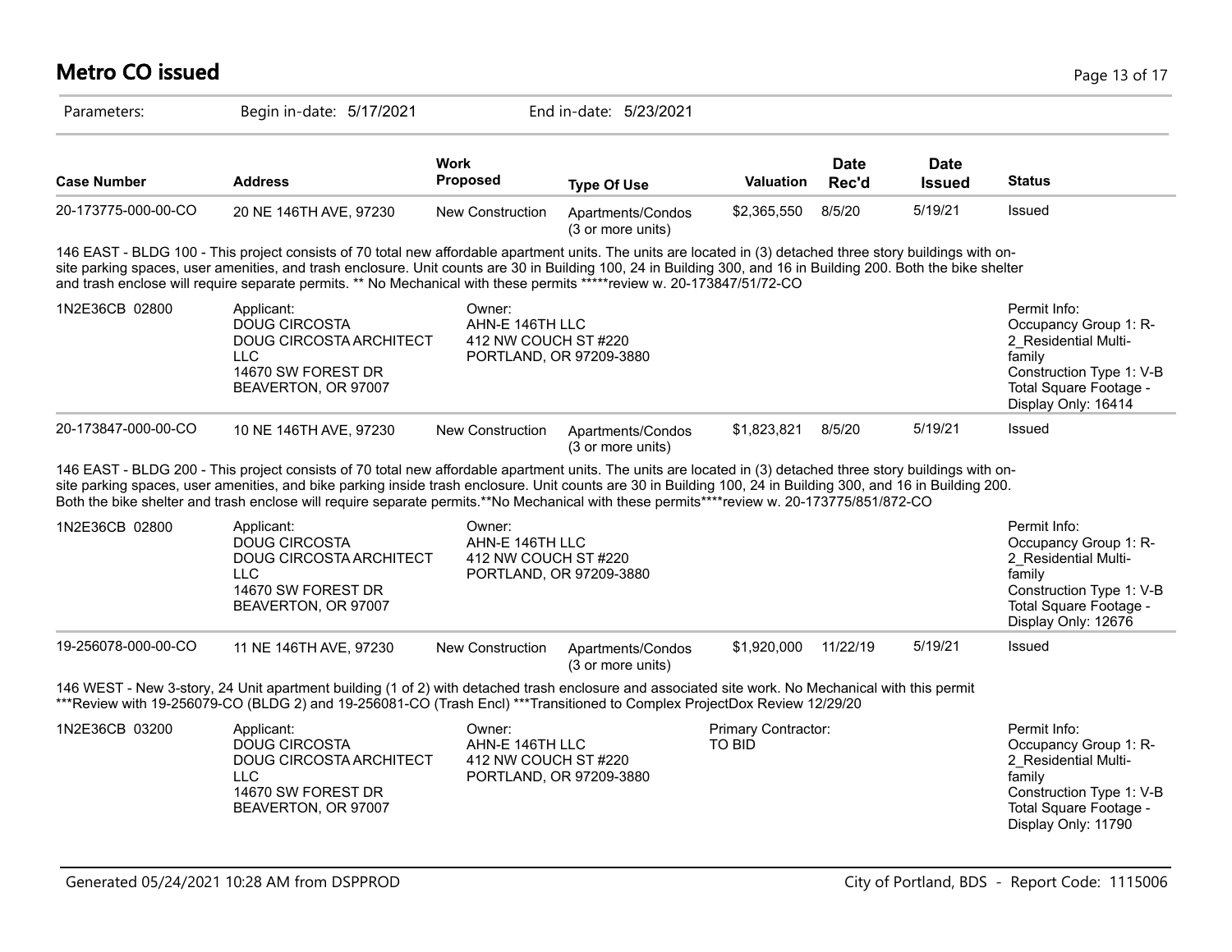# Metro CO issued

Parameters: Begin in-date: 5/17/2021 End in-date: 5/23/2021

| Case Number | Address | Work Proposed | Type Of Use | Valuation | Date Rec'd | Date Issued | Status |
|---|---|---|---|---|---|---|---|
| 20-173775-000-00-CO | 20 NE 146TH AVE, 97230 | New Construction | Apartments/Condos (3 or more units) | $2,365,550 | 8/5/20 | 5/19/21 | Issued |

146 EAST - BLDG 100 - This project consists of 70 total new affordable apartment units. The units are located in (3) detached three story buildings with on-site parking spaces, user amenities, and trash enclosure. Unit counts are 30 in Building 100, 24 in Building 300, and 16 in Building 200. Both the bike shelter and trash enclose will require separate permits. ** No Mechanical with these permits *****review w. 20-173847/51/72-CO

| | | | |
|---|---|---|---|
| 1N2E36CB 02800 | Applicant:<br>DOUG CIRCOSTA<br>DOUG CIRCOSTA ARCHITECT LLC<br>14670 SW FOREST DR<br>BEAVERTON, OR 97007 | Owner:<br>AHN-E 146TH LLC<br>412 NW COUCH ST #220<br>PORTLAND, OR 97209-3880 | Permit Info:<br>Occupancy Group 1: R-2_Residential Multi-family<br>Construction Type 1: V-B<br>Total Square Footage - Display Only: 16414 |

| Case Number | Address | Work Proposed | Type Of Use | Valuation | Date Rec'd | Date Issued | Status |
|---|---|---|---|---|---|---|---|
| 20-173847-000-00-CO | 10 NE 146TH AVE, 97230 | New Construction | Apartments/Condos (3 or more units) | $1,823,821 | 8/5/20 | 5/19/21 | Issued |

146 EAST - BLDG 200 - This project consists of 70 total new affordable apartment units. The units are located in (3) detached three story buildings with on-site parking spaces, user amenities, and bike parking inside trash enclosure. Unit counts are 30 in Building 100, 24 in Building 300, and 16 in Building 200. Both the bike shelter and trash enclose will require separate permits.**No Mechanical with these permits****review w. 20-173775/851/872-CO

| | | | |
|---|---|---|---|
| 1N2E36CB 02800 | Applicant:<br>DOUG CIRCOSTA<br>DOUG CIRCOSTA ARCHITECT LLC<br>14670 SW FOREST DR<br>BEAVERTON, OR 97007 | Owner:<br>AHN-E 146TH LLC<br>412 NW COUCH ST #220<br>PORTLAND, OR 97209-3880 | Permit Info:<br>Occupancy Group 1: R-2_Residential Multi-family<br>Construction Type 1: V-B<br>Total Square Footage - Display Only: 12676 |

| Case Number | Address | Work Proposed | Type Of Use | Valuation | Date Rec'd | Date Issued | Status |
|---|---|---|---|---|---|---|---|
| 19-256078-000-00-CO | 11 NE 146TH AVE, 97230 | New Construction | Apartments/Condos (3 or more units) | $1,920,000 | 11/22/19 | 5/19/21 | Issued |

146 WEST - New 3-story, 24 Unit apartment building (1 of 2) with detached trash enclosure and associated site work. No Mechanical with this permit ***Review with 19-256079-CO (BLDG 2) and 19-256081-CO (Trash Encl) ***Transitioned to Complex ProjectDox Review 12/29/20

| | | | | |
|---|---|---|---|---|
| 1N2E36CB 03200 | Applicant:<br>DOUG CIRCOSTA<br>DOUG CIRCOSTA ARCHITECT LLC<br>14670 SW FOREST DR<br>BEAVERTON, OR 97007 | Owner:<br>AHN-E 146TH LLC<br>412 NW COUCH ST #220<br>PORTLAND, OR 97209-3880 | Primary Contractor:<br>TO BID | Permit Info:<br>Occupancy Group 1: R-2_Residential Multi-family<br>Construction Type 1: V-B<br>Total Square Footage - Display Only: 11790 |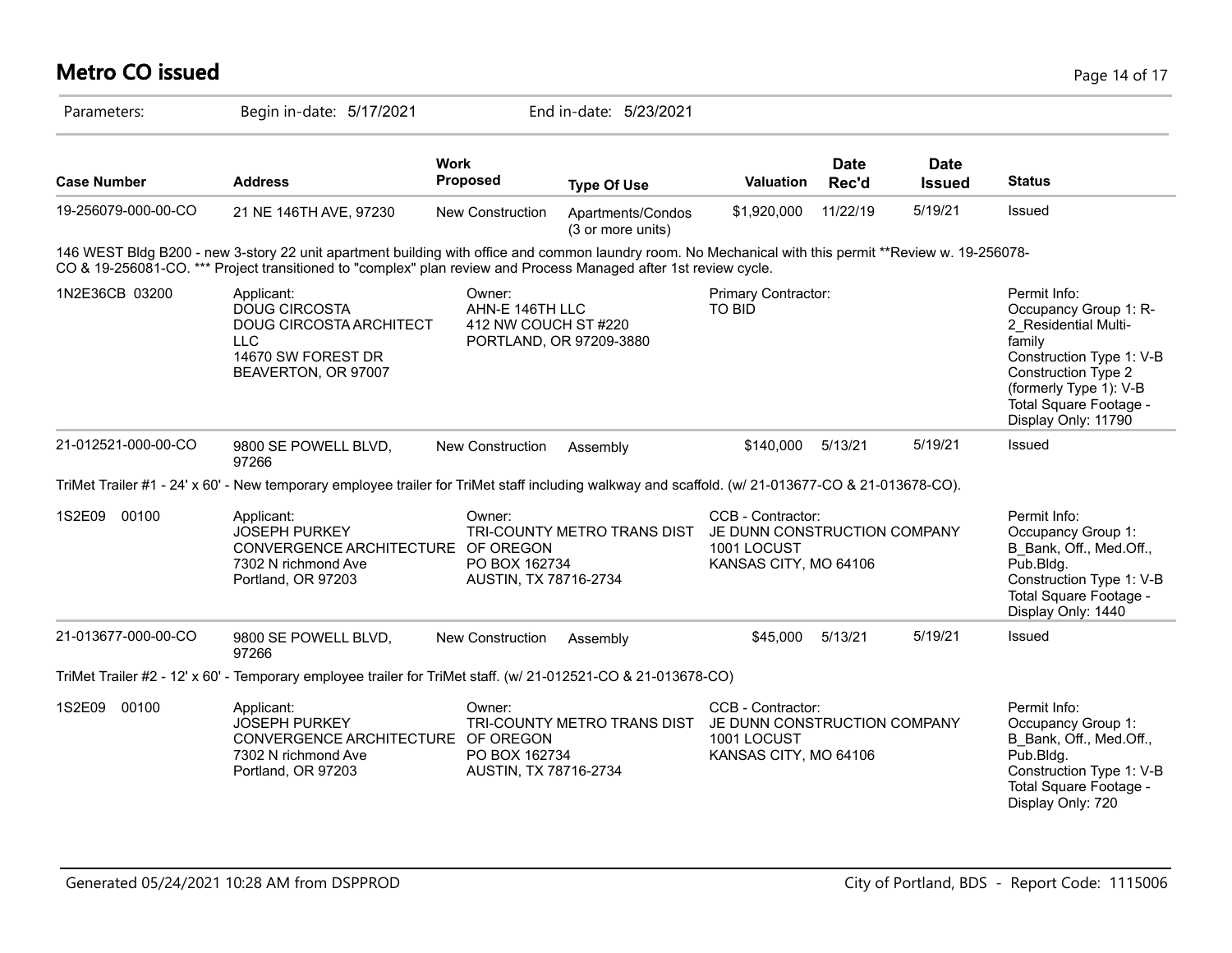# Metro CO issued

Parameters: Begin in-date: 5/17/2021 End in-date: 5/23/2021

| Case Number | Address | Work Proposed | Type Of Use | Valuation | Date Rec'd | Date Issued | Status |
|---|---|---|---|---|---|---|---|
| 19-256079-000-00-CO | 21 NE 146TH AVE, 97230 | New Construction | Apartments/Condos (3 or more units) | $1,920,000 | 11/22/19 | 5/19/21 | Issued |

146 WEST Bldg B200 - new 3-story 22 unit apartment building with office and common laundry room. No Mechanical with this permit **Review w. 19-256078-CO & 19-256081-CO. *** Project transitioned to "complex" plan review and Process Managed after 1st review cycle.

| | Applicant | Owner | Primary Contractor | Permit Info |
|---|---|---|---|---|
| 1N2E36CB 03200 | DOUG CIRCOSTA<br>DOUG CIRCOSTA ARCHITECT LLC<br>14670 SW FOREST DR<br>BEAVERTON, OR 97007 | AHN-E 146TH LLC<br>412 NW COUCH ST #220<br>PORTLAND, OR 97209-3880 | TO BID | Occupancy Group 1: R-2_Residential Multi-family<br>Construction Type 1: V-B<br>Construction Type 2 (formerly Type 1): V-B<br>Total Square Footage - Display Only: 11790 |

| Case Number | Address | Work Proposed | Type Of Use | Valuation | Date Rec'd | Date Issued | Status |
|---|---|---|---|---|---|---|---|
| 21-012521-000-00-CO | 9800 SE POWELL BLVD, 97266 | New Construction | Assembly | $140,000 | 5/13/21 | 5/19/21 | Issued |

TriMet Trailer #1 - 24' x 60' - New temporary employee trailer for TriMet staff including walkway and scaffold. (w/ 21-013677-CO & 21-013678-CO).

| | Applicant | Owner | CCB - Contractor | Permit Info |
|---|---|---|---|---|
| 1S2E09 00100 | JOSEPH PURKEY<br>CONVERGENCE ARCHITECTURE<br>7302 N richmond Ave<br>Portland, OR 97203 | TRI-COUNTY METRO TRANS DIST OF OREGON<br>PO BOX 162734<br>AUSTIN, TX 78716-2734 | JE DUNN CONSTRUCTION COMPANY<br>1001 LOCUST<br>KANSAS CITY, MO 64106 | Occupancy Group 1: B_Bank, Off., Med.Off., Pub.Bldg.<br>Construction Type 1: V-B<br>Total Square Footage - Display Only: 1440 |

| Case Number | Address | Work Proposed | Type Of Use | Valuation | Date Rec'd | Date Issued | Status |
|---|---|---|---|---|---|---|---|
| 21-013677-000-00-CO | 9800 SE POWELL BLVD, 97266 | New Construction | Assembly | $45,000 | 5/13/21 | 5/19/21 | Issued |

TriMet Trailer #2 - 12' x 60' - Temporary employee trailer for TriMet staff. (w/ 21-012521-CO & 21-013678-CO)

| | Applicant | Owner | CCB - Contractor | Permit Info |
|---|---|---|---|---|
| 1S2E09 00100 | JOSEPH PURKEY<br>CONVERGENCE ARCHITECTURE<br>7302 N richmond Ave<br>Portland, OR 97203 | TRI-COUNTY METRO TRANS DIST OF OREGON<br>PO BOX 162734<br>AUSTIN, TX 78716-2734 | JE DUNN CONSTRUCTION COMPANY<br>1001 LOCUST<br>KANSAS CITY, MO 64106 | Occupancy Group 1: B_Bank, Off., Med.Off., Pub.Bldg.<br>Construction Type 1: V-B<br>Total Square Footage - Display Only: 720 |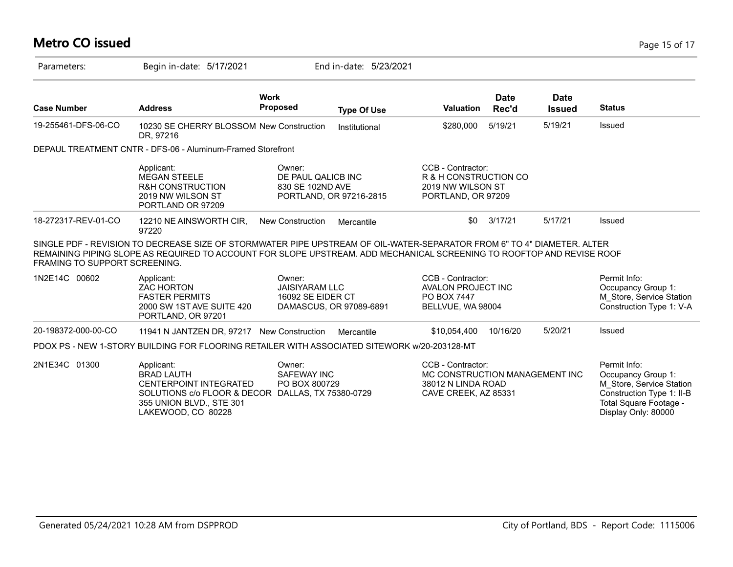# Metro CO issued

Parameters: Begin in-date: 5/17/2021 End in-date: 5/23/2021

| Case Number | Address | Work Proposed | Type Of Use | Valuation | Date Rec'd | Date Issued | Status |
|---|---|---|---|---|---|---|---|
| 19-255461-DFS-06-CO | 10230 SE CHERRY BLOSSOM DR, 97216 | New Construction | Institutional | $280,000 | 5/19/21 | 5/19/21 | Issued |

DEPAUL TREATMENT CNTR - DFS-06 - Aluminum-Framed Storefront

| | Applicant: | Owner: | CCB - Contractor: | |
|---|---|---|---|---|
| | MEGAN STEELE<br>R&H CONSTRUCTION<br>2019 NW WILSON ST<br>PORTLAND OR 97209 | DE PAUL QALICB INC<br>830 SE 102ND AVE<br>PORTLAND, OR 97216-2815 | R & H CONSTRUCTION CO<br>2019 NW WILSON ST<br>PORTLAND, OR 97209 | |

| Case Number | Address | Work Proposed | Type Of Use | Valuation | Date Rec'd | Date Issued | Status |
|---|---|---|---|---|---|---|---|
| 18-272317-REV-01-CO | 12210 NE AINSWORTH CIR, 97220 | New Construction | Mercantile | $0 | 3/17/21 | 5/17/21 | Issued |

SINGLE PDF - REVISION TO DECREASE SIZE OF STORMWATER PIPE UPSTREAM OF OIL-WATER-SEPARATOR FROM 6" TO 4" DIAMETER. ALTER REMAINING PIPING SLOPE AS REQUIRED TO ACCOUNT FOR SLOPE UPSTREAM. ADD MECHANICAL SCREENING TO ROOFTOP AND REVISE ROOF FRAMING TO SUPPORT SCREENING.

| | Applicant: | Owner: | CCB - Contractor: | Permit Info: |
|---|---|---|---|---|
| 1N2E14C 00602 | ZAC HORTON<br>FASTER PERMITS<br>2000 SW 1ST AVE SUITE 420<br>PORTLAND, OR 97201 | JAISIYARAM LLC<br>16092 SE EIDER CT<br>DAMASCUS, OR 97089-6891 | AVALON PROJECT INC<br>PO BOX 7447<br>BELLVUE, WA 98004 | Occupancy Group 1: M_Store, Service Station<br>Construction Type 1: V-A |

| Case Number | Address | Work Proposed | Type Of Use | Valuation | Date Rec'd | Date Issued | Status |
|---|---|---|---|---|---|---|---|
| 20-198372-000-00-CO | 11941 N JANTZEN DR, 97217 | New Construction | Mercantile | $10,054,400 | 10/16/20 | 5/20/21 | Issued |

PDOX PS - NEW 1-STORY BUILDING FOR FLOORING RETAILER WITH ASSOCIATED SITEWORK w/20-203128-MT

| | Applicant: | Owner: | CCB - Contractor: | Permit Info: |
|---|---|---|---|---|
| 2N1E34C 01300 | BRAD LAUTH<br>CENTERPOINT INTEGRATED SOLUTIONS c/o FLOOR & DECOR<br>355 UNION BLVD., STE 301<br>LAKEWOOD, CO 80228 | SAFEWAY INC<br>PO BOX 800729<br>DALLAS, TX 75380-0729 | MC CONSTRUCTION MANAGEMENT INC<br>38012 N LINDA ROAD<br>CAVE CREEK, AZ 85331 | Occupancy Group 1: M_Store, Service Station<br>Construction Type 1: II-B<br>Total Square Footage - Display Only: 80000 |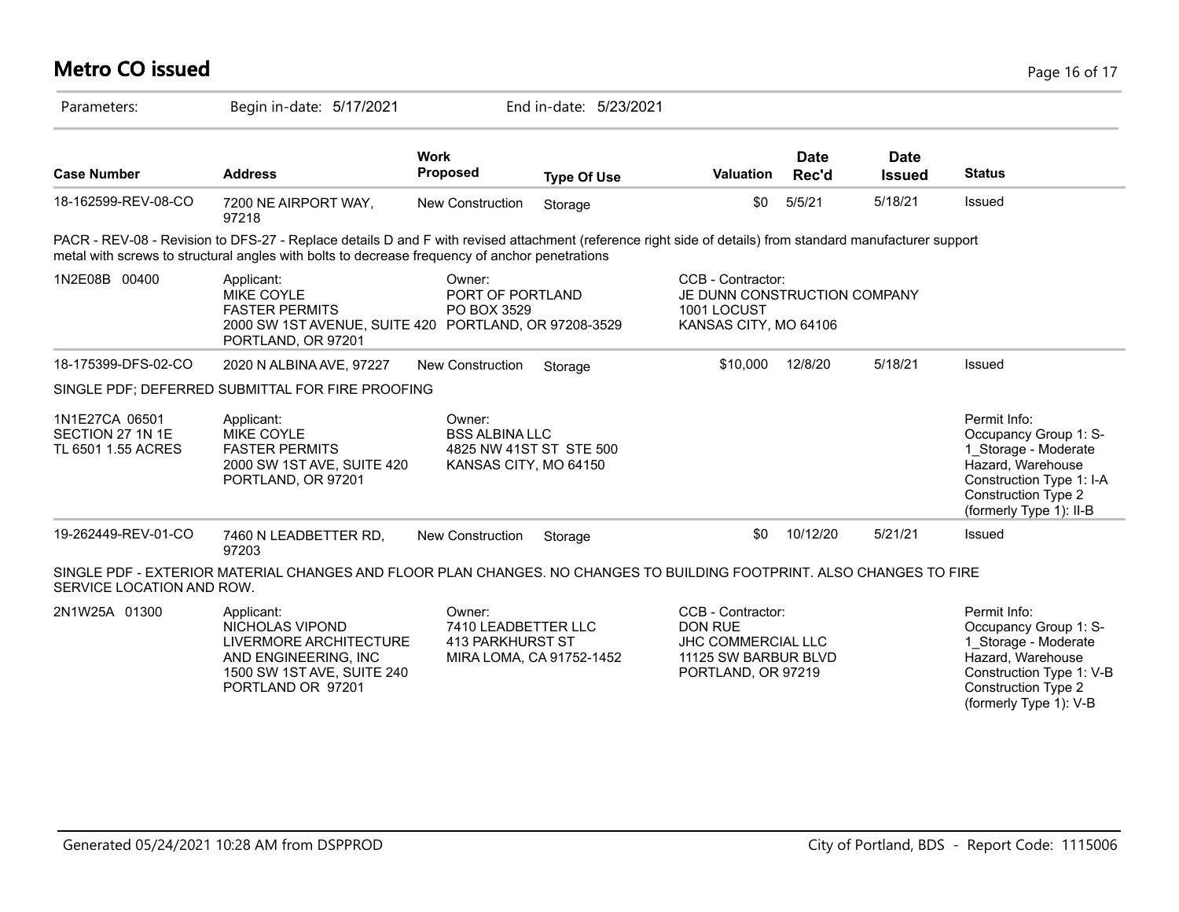# Metro CO issued

Parameters: Begin in-date: 5/17/2021 End in-date: 5/23/2021

| Case Number | Address | Work Proposed | Type Of Use | Valuation | Date Rec'd | Date Issued | Status |
|---|---|---|---|---|---|---|---|
| 18-162599-REV-08-CO | 7200 NE AIRPORT WAY, 97218 | New Construction | Storage | $0 | 5/5/21 | 5/18/21 | Issued |

PACR - REV-08 - Revision to DFS-27 - Replace details D and F with revised attachment (reference right side of details) from standard manufacturer support metal with screws to structural angles with bolts to decrease frequency of anchor penetrations

1N2E08B 00400

Applicant: MIKE COYLE, FASTER PERMITS, 2000 SW 1ST AVENUE, SUITE 420, PORTLAND, OR 97201

Owner: PORT OF PORTLAND, PO BOX 3529, PORTLAND, OR 97208-3529

CCB - Contractor: JE DUNN CONSTRUCTION COMPANY, 1001 LOCUST, KANSAS CITY, MO 64106

| Case Number | Address | Work Proposed | Type Of Use | Valuation | Date Rec'd | Date Issued | Status |
|---|---|---|---|---|---|---|---|
| 18-175399-DFS-02-CO | 2020 N ALBINA AVE, 97227 | New Construction | Storage | $10,000 | 12/8/20 | 5/18/21 | Issued |

SINGLE PDF; DEFERRED SUBMITTAL FOR FIRE PROOFING

1N1E27CA 06501
SECTION 27 1N 1E
TL 6501 1.55 ACRES

Applicant: MIKE COYLE, FASTER PERMITS, 2000 SW 1ST AVE, SUITE 420, PORTLAND, OR 97201

Owner: BSS ALBINA LLC, 4825 NW 41ST ST STE 500, KANSAS CITY, MO 64150

Permit Info: Occupancy Group 1: S-1_Storage - Moderate Hazard, Warehouse; Construction Type 1: I-A; Construction Type 2 (formerly Type 1): II-B

| Case Number | Address | Work Proposed | Type Of Use | Valuation | Date Rec'd | Date Issued | Status |
|---|---|---|---|---|---|---|---|
| 19-262449-REV-01-CO | 7460 N LEADBETTER RD, 97203 | New Construction | Storage | $0 | 10/12/20 | 5/21/21 | Issued |

SINGLE PDF - EXTERIOR MATERIAL CHANGES AND FLOOR PLAN CHANGES. NO CHANGES TO BUILDING FOOTPRINT. ALSO CHANGES TO FIRE SERVICE LOCATION AND ROW.

2N1W25A 01300

Applicant: NICHOLAS VIPOND, LIVERMORE ARCHITECTURE AND ENGINEERING, INC, 1500 SW 1ST AVE, SUITE 240, PORTLAND OR 97201

Owner: 7410 LEADBETTER LLC, 413 PARKHURST ST, MIRA LOMA, CA 91752-1452

CCB - Contractor: DON RUE, JHC COMMERCIAL LLC, 11125 SW BARBUR BLVD, PORTLAND, OR 97219

Permit Info: Occupancy Group 1: S-1_Storage - Moderate Hazard, Warehouse; Construction Type 1: V-B; Construction Type 2 (formerly Type 1): V-B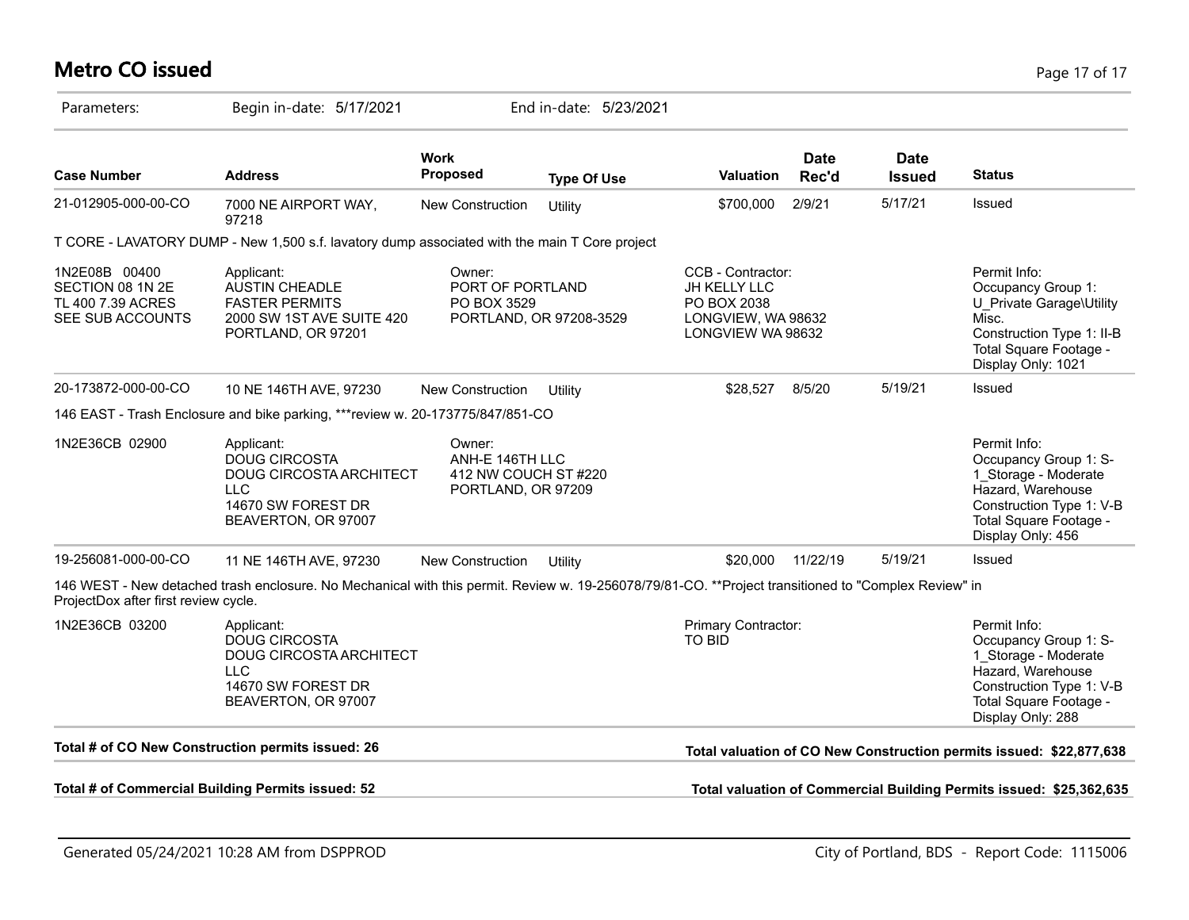# Metro CO issued

Parameters: Begin in-date: 5/17/2021 End in-date: 5/23/2021

| Case Number | Address | Work Proposed | Type Of Use | Valuation | Date Rec'd | Date Issued | Status |
|---|---|---|---|---|---|---|---|
| 21-012905-000-00-CO | 7000 NE AIRPORT WAY, 97218 | New Construction | Utility | $700,000 | 2/9/21 | 5/17/21 | Issued |

T CORE - LAVATORY DUMP - New 1,500 s.f. lavatory dump associated with the main T Core project

| | | | | |
|---|---|---|---|---|
| 1N2E08B 00400 SECTION 08 1N 2E TL 400 7.39 ACRES SEE SUB ACCOUNTS | Applicant: AUSTIN CHEADLE FASTER PERMITS 2000 SW 1ST AVE SUITE 420 PORTLAND, OR 97201 | Owner: PORT OF PORTLAND PO BOX 3529 PORTLAND, OR 97208-3529 | CCB - Contractor: JH KELLY LLC PO BOX 2038 LONGVIEW, WA 98632 LONGVIEW WA 98632 | Permit Info: Occupancy Group 1: U_Private Garage\Utility Misc. Construction Type 1: II-B Total Square Footage - Display Only: 1021 |

| Case Number | Address | Work Proposed | Type Of Use | Valuation | Date Rec'd | Date Issued | Status |
|---|---|---|---|---|---|---|---|
| 20-173872-000-00-CO | 10 NE 146TH AVE, 97230 | New Construction | Utility | $28,527 | 8/5/20 | 5/19/21 | Issued |

146 EAST - Trash Enclosure and bike parking, ***review w. 20-173775/847/851-CO

| | | | | |
|---|---|---|---|---|
| 1N2E36CB 02900 | Applicant: DOUG CIRCOSTA DOUG CIRCOSTA ARCHITECT LLC 14670 SW FOREST DR BEAVERTON, OR 97007 | Owner: ANH-E 146TH LLC 412 NW COUCH ST #220 PORTLAND, OR 97209 | | Permit Info: Occupancy Group 1: S-1_Storage - Moderate Hazard, Warehouse Construction Type 1: V-B Total Square Footage - Display Only: 456 |

| Case Number | Address | Work Proposed | Type Of Use | Valuation | Date Rec'd | Date Issued | Status |
|---|---|---|---|---|---|---|---|
| 19-256081-000-00-CO | 11 NE 146TH AVE, 97230 | New Construction | Utility | $20,000 | 11/22/19 | 5/19/21 | Issued |

146 WEST - New detached trash enclosure. No Mechanical with this permit. Review w. 19-256078/79/81-CO. **Project transitioned to "Complex Review" in ProjectDox after first review cycle.

| | | | | |
|---|---|---|---|---|
| 1N2E36CB 03200 | Applicant: DOUG CIRCOSTA DOUG CIRCOSTA ARCHITECT LLC 14670 SW FOREST DR BEAVERTON, OR 97007 | | Primary Contractor: TO BID | Permit Info: Occupancy Group 1: S-1_Storage - Moderate Hazard, Warehouse Construction Type 1: V-B Total Square Footage - Display Only: 288 |

**Total # of CO New Construction permits issued: 26**

**Total valuation of CO New Construction permits issued: $22,877,638**

**Total # of Commercial Building Permits issued: 52**

**Total valuation of Commercial Building Permits issued: $25,362,635**

Generated 05/24/2021 10:28 AM from DSPPROD

City of Portland, BDS - Report Code: 1115006